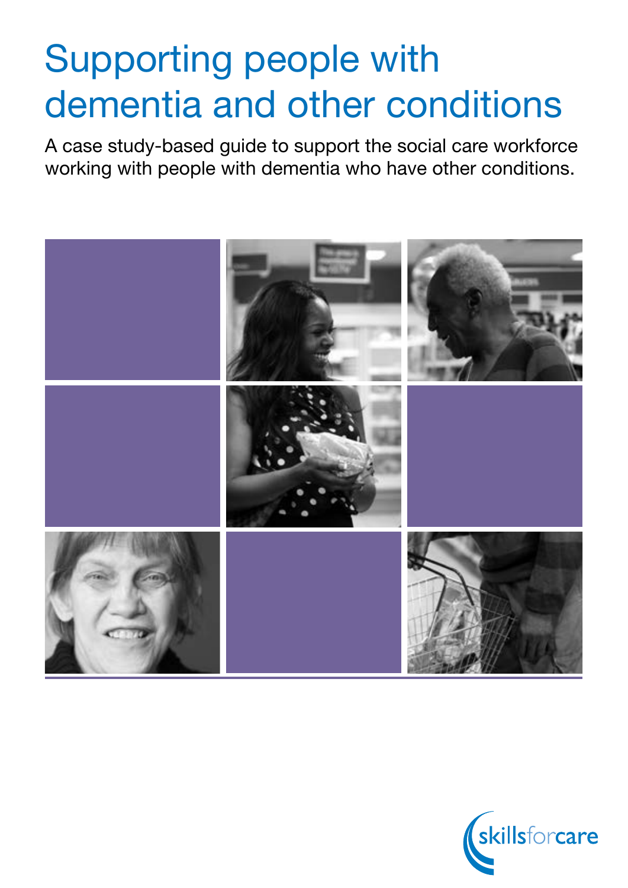# Supporting people with dementia and other conditions

A case study-based guide to support the social care workforce working with people with dementia who have other conditions.

skillsforcare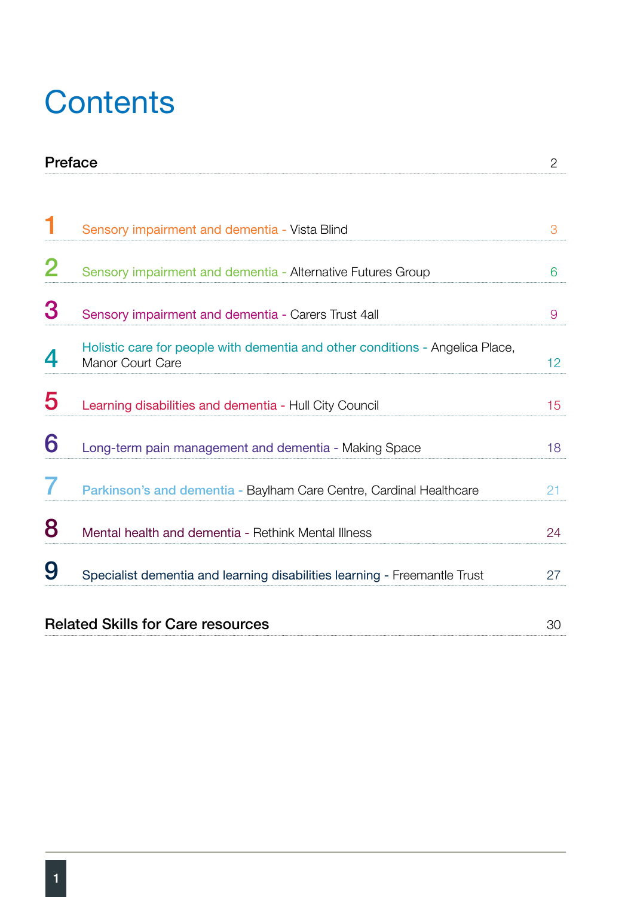# Contents

| | | |
|---|---|---|
| **Preface** | | 2 |
| 1 | Sensory impairment and dementia - Vista Blind | 3 |
| 2 | Sensory impairment and dementia - Alternative Futures Group | 6 |
| 3 | Sensory impairment and dementia - Carers Trust 4all | 9 |
| 4 | Holistic care for people with dementia and other conditions - Angelica Place, Manor Court Care | 12 |
| 5 | Learning disabilities and dementia - Hull City Council | 15 |
| 6 | Long-term pain management and dementia - Making Space | 18 |
| 7 | Parkinson's and dementia - Baylham Care Centre, Cardinal Healthcare | 21 |
| 8 | Mental health and dementia - Rethink Mental Illness | 24 |
| 9 | Specialist dementia and learning disabilities learning - Freemantle Trust | 27 |
| **Related Skills for Care resources** | | 30 |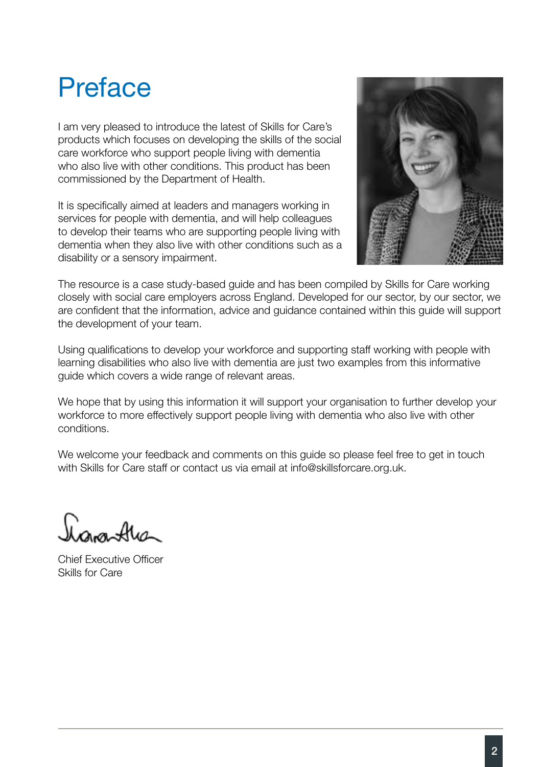# Preface

I am very pleased to introduce the latest of Skills for Care's products which focuses on developing the skills of the social care workforce who support people living with dementia who also live with other conditions. This product has been commissioned by the Department of Health.

It is specifically aimed at leaders and managers working in services for people with dementia, and will help colleagues to develop their teams who are supporting people living with dementia when they also live with other conditions such as a disability or a sensory impairment.

The resource is a case study-based guide and has been compiled by Skills for Care working closely with social care employers across England. Developed for our sector, by our sector, we are confident that the information, advice and guidance contained within this guide will support the development of your team.

Using qualifications to develop your workforce and supporting staff working with people with learning disabilities who also live with dementia are just two examples from this informative guide which covers a wide range of relevant areas.

We hope that by using this information it will support your organisation to further develop your workforce to more effectively support people living with dementia who also live with other conditions.

We welcome your feedback and comments on this guide so please feel free to get in touch with Skills for Care staff or contact us via email at info@skillsforcare.org.uk.

Chief Executive Officer
Skills for Care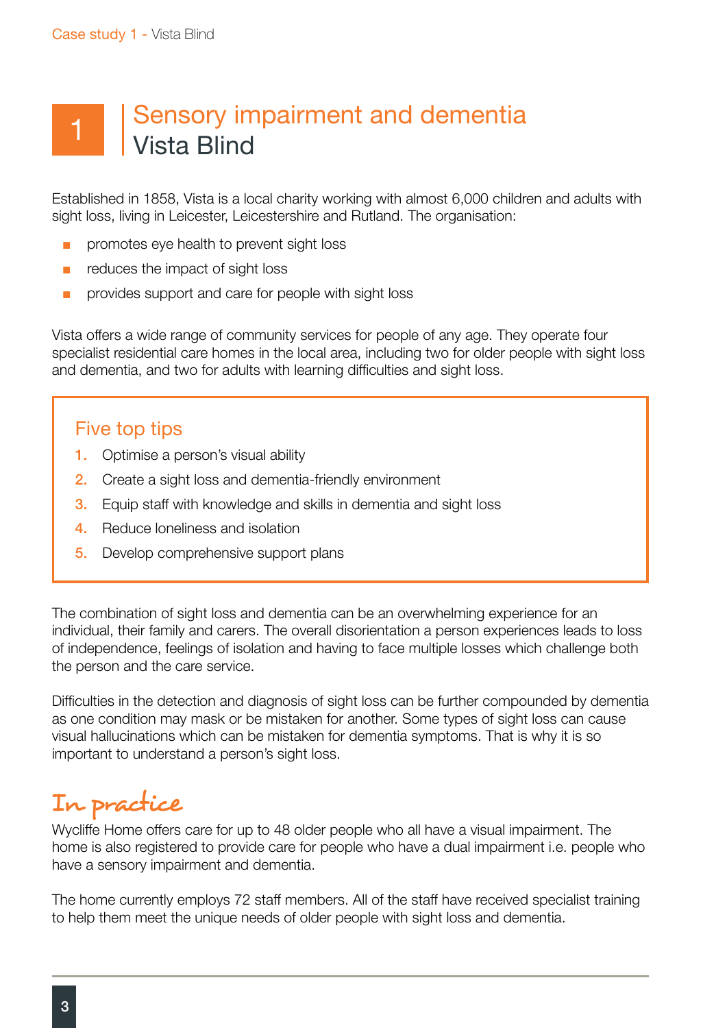# 1 Sensory impairment and dementia
## Vista Blind

Established in 1858, Vista is a local charity working with almost 6,000 children and adults with sight loss, living in Leicester, Leicestershire and Rutland. The organisation:

- promotes eye health to prevent sight loss
- reduces the impact of sight loss
- provides support and care for people with sight loss

Vista offers a wide range of community services for people of any age. They operate four specialist residential care homes in the local area, including two for older people with sight loss and dementia, and two for adults with learning difficulties and sight loss.

### Five top tips

1. Optimise a person's visual ability
2. Create a sight loss and dementia-friendly environment
3. Equip staff with knowledge and skills in dementia and sight loss
4. Reduce loneliness and isolation
5. Develop comprehensive support plans

The combination of sight loss and dementia can be an overwhelming experience for an individual, their family and carers. The overall disorientation a person experiences leads to loss of independence, feelings of isolation and having to face multiple losses which challenge both the person and the care service.

Difficulties in the detection and diagnosis of sight loss can be further compounded by dementia as one condition may mask or be mistaken for another. Some types of sight loss can cause visual hallucinations which can be mistaken for dementia symptoms. That is why it is so important to understand a person's sight loss.

## In practice

Wycliffe Home offers care for up to 48 older people who all have a visual impairment. The home is also registered to provide care for people who have a dual impairment i.e. people who have a sensory impairment and dementia.

The home currently employs 72 staff members. All of the staff have received specialist training to help them meet the unique needs of older people with sight loss and dementia.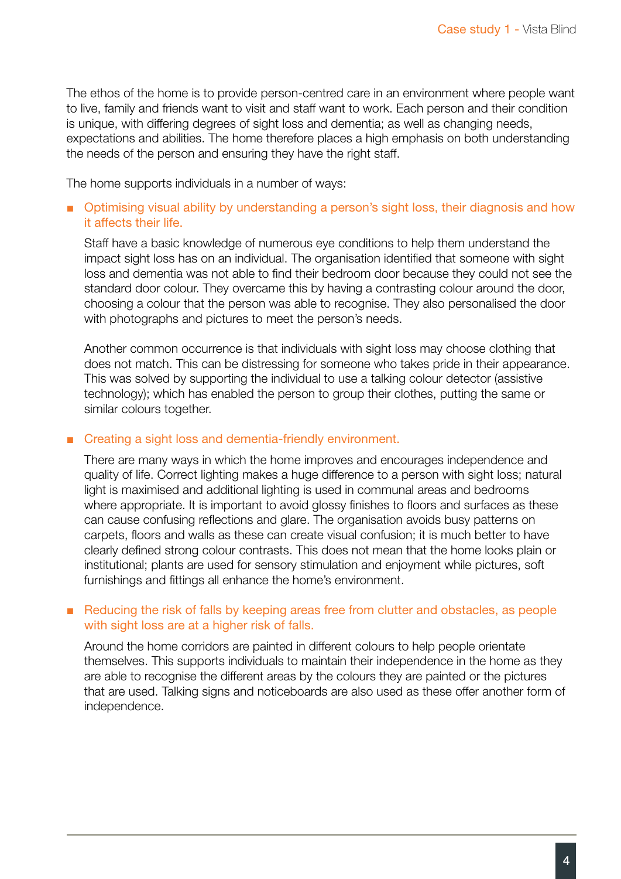The ethos of the home is to provide person-centred care in an environment where people want to live, family and friends want to visit and staff want to work. Each person and their condition is unique, with differing degrees of sight loss and dementia; as well as changing needs, expectations and abilities. The home therefore places a high emphasis on both understanding the needs of the person and ensuring they have the right staff.

The home supports individuals in a number of ways:

- **Optimising visual ability by understanding a person's sight loss, their diagnosis and how it affects their life.**

  Staff have a basic knowledge of numerous eye conditions to help them understand the impact sight loss has on an individual. The organisation identified that someone with sight loss and dementia was not able to find their bedroom door because they could not see the standard door colour. They overcame this by having a contrasting colour around the door, choosing a colour that the person was able to recognise. They also personalised the door with photographs and pictures to meet the person's needs.

  Another common occurrence is that individuals with sight loss may choose clothing that does not match. This can be distressing for someone who takes pride in their appearance. This was solved by supporting the individual to use a talking colour detector (assistive technology); which has enabled the person to group their clothes, putting the same or similar colours together.

- **Creating a sight loss and dementia-friendly environment.**

  There are many ways in which the home improves and encourages independence and quality of life. Correct lighting makes a huge difference to a person with sight loss; natural light is maximised and additional lighting is used in communal areas and bedrooms where appropriate. It is important to avoid glossy finishes to floors and surfaces as these can cause confusing reflections and glare. The organisation avoids busy patterns on carpets, floors and walls as these can create visual confusion; it is much better to have clearly defined strong colour contrasts. This does not mean that the home looks plain or institutional; plants are used for sensory stimulation and enjoyment while pictures, soft furnishings and fittings all enhance the home's environment.

- **Reducing the risk of falls by keeping areas free from clutter and obstacles, as people with sight loss are at a higher risk of falls.**

  Around the home corridors are painted in different colours to help people orientate themselves. This supports individuals to maintain their independence in the home as they are able to recognise the different areas by the colours they are painted or the pictures that are used. Talking signs and noticeboards are also used as these offer another form of independence.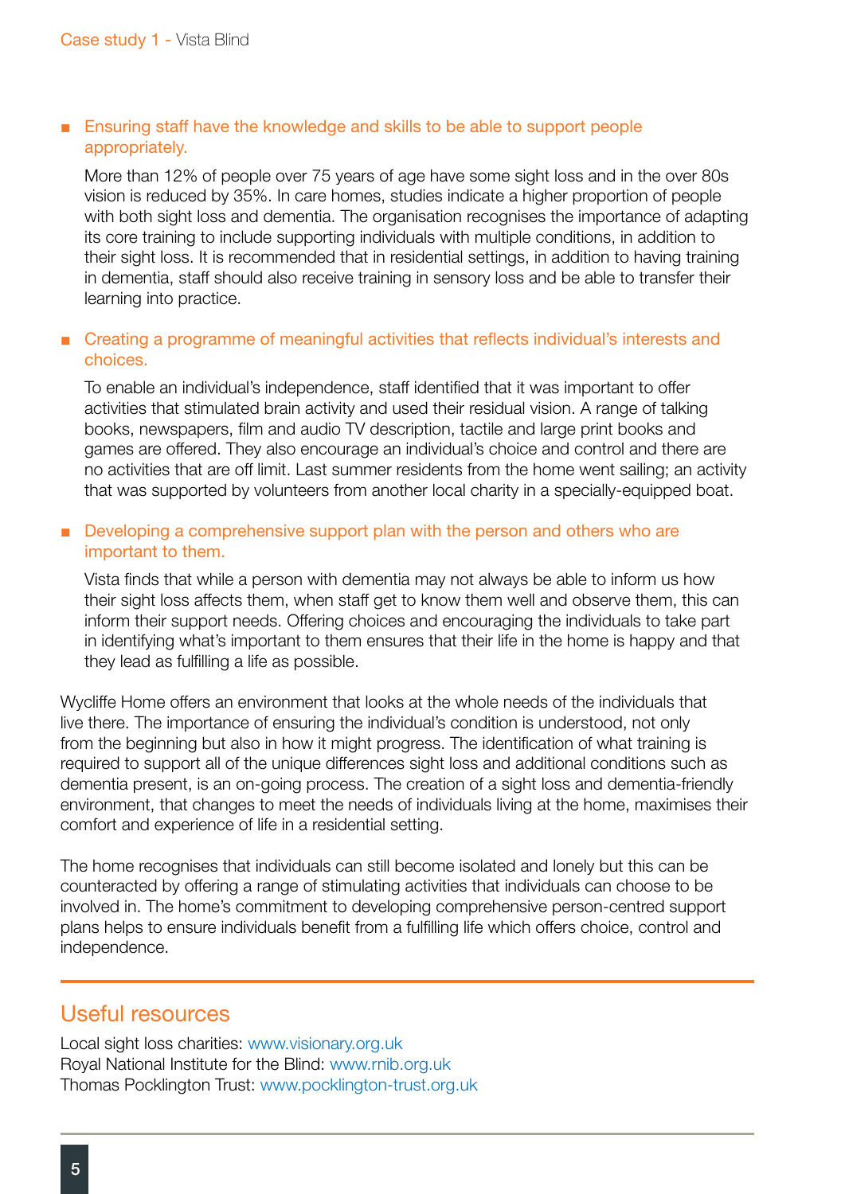- **Ensuring staff have the knowledge and skills to be able to support people appropriately.**

  More than 12% of people over 75 years of age have some sight loss and in the over 80s vision is reduced by 35%. In care homes, studies indicate a higher proportion of people with both sight loss and dementia. The organisation recognises the importance of adapting its core training to include supporting individuals with multiple conditions, in addition to their sight loss. It is recommended that in residential settings, in addition to having training in dementia, staff should also receive training in sensory loss and be able to transfer their learning into practice.

- **Creating a programme of meaningful activities that reflects individual's interests and choices.**

  To enable an individual's independence, staff identified that it was important to offer activities that stimulated brain activity and used their residual vision. A range of talking books, newspapers, film and audio TV description, tactile and large print books and games are offered. They also encourage an individual's choice and control and there are no activities that are off limit. Last summer residents from the home went sailing; an activity that was supported by volunteers from another local charity in a specially-equipped boat.

- **Developing a comprehensive support plan with the person and others who are important to them.**

  Vista finds that while a person with dementia may not always be able to inform us how their sight loss affects them, when staff get to know them well and observe them, this can inform their support needs. Offering choices and encouraging the individuals to take part in identifying what's important to them ensures that their life in the home is happy and that they lead as fulfilling a life as possible.

Wycliffe Home offers an environment that looks at the whole needs of the individuals that live there. The importance of ensuring the individual's condition is understood, not only from the beginning but also in how it might progress. The identification of what training is required to support all of the unique differences sight loss and additional conditions such as dementia present, is an on-going process. The creation of a sight loss and dementia-friendly environment, that changes to meet the needs of individuals living at the home, maximises their comfort and experience of life in a residential setting.

The home recognises that individuals can still become isolated and lonely but this can be counteracted by offering a range of stimulating activities that individuals can choose to be involved in. The home's commitment to developing comprehensive person-centred support plans helps to ensure individuals benefit from a fulfilling life which offers choice, control and independence.

## Useful resources

Local sight loss charities: www.visionary.org.uk
Royal National Institute for the Blind: www.rnib.org.uk
Thomas Pocklington Trust: www.pocklington-trust.org.uk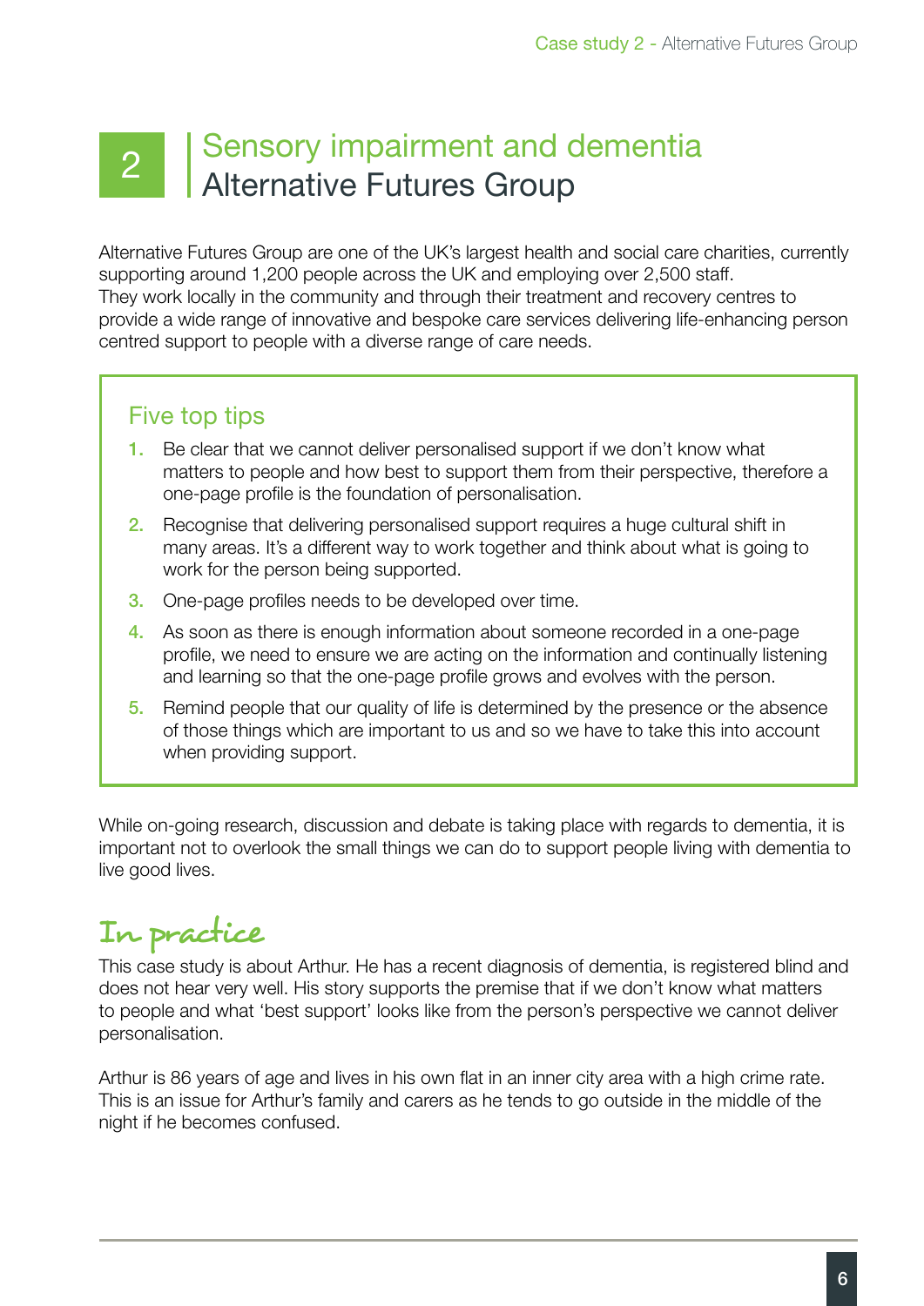# 2 Sensory impairment and dementia
## Alternative Futures Group

Alternative Futures Group are one of the UK's largest health and social care charities, currently supporting around 1,200 people across the UK and employing over 2,500 staff. They work locally in the community and through their treatment and recovery centres to provide a wide range of innovative and bespoke care services delivering life-enhancing person centred support to people with a diverse range of care needs.

### Five top tips

1. Be clear that we cannot deliver personalised support if we don't know what matters to people and how best to support them from their perspective, therefore a one-page profile is the foundation of personalisation.
2. Recognise that delivering personalised support requires a huge cultural shift in many areas. It's a different way to work together and think about what is going to work for the person being supported.
3. One-page profiles needs to be developed over time.
4. As soon as there is enough information about someone recorded in a one-page profile, we need to ensure we are acting on the information and continually listening and learning so that the one-page profile grows and evolves with the person.
5. Remind people that our quality of life is determined by the presence or the absence of those things which are important to us and so we have to take this into account when providing support.

While on-going research, discussion and debate is taking place with regards to dementia, it is important not to overlook the small things we can do to support people living with dementia to live good lives.

## In practice

This case study is about Arthur. He has a recent diagnosis of dementia, is registered blind and does not hear very well. His story supports the premise that if we don't know what matters to people and what 'best support' looks like from the person's perspective we cannot deliver personalisation.

Arthur is 86 years of age and lives in his own flat in an inner city area with a high crime rate. This is an issue for Arthur's family and carers as he tends to go outside in the middle of the night if he becomes confused.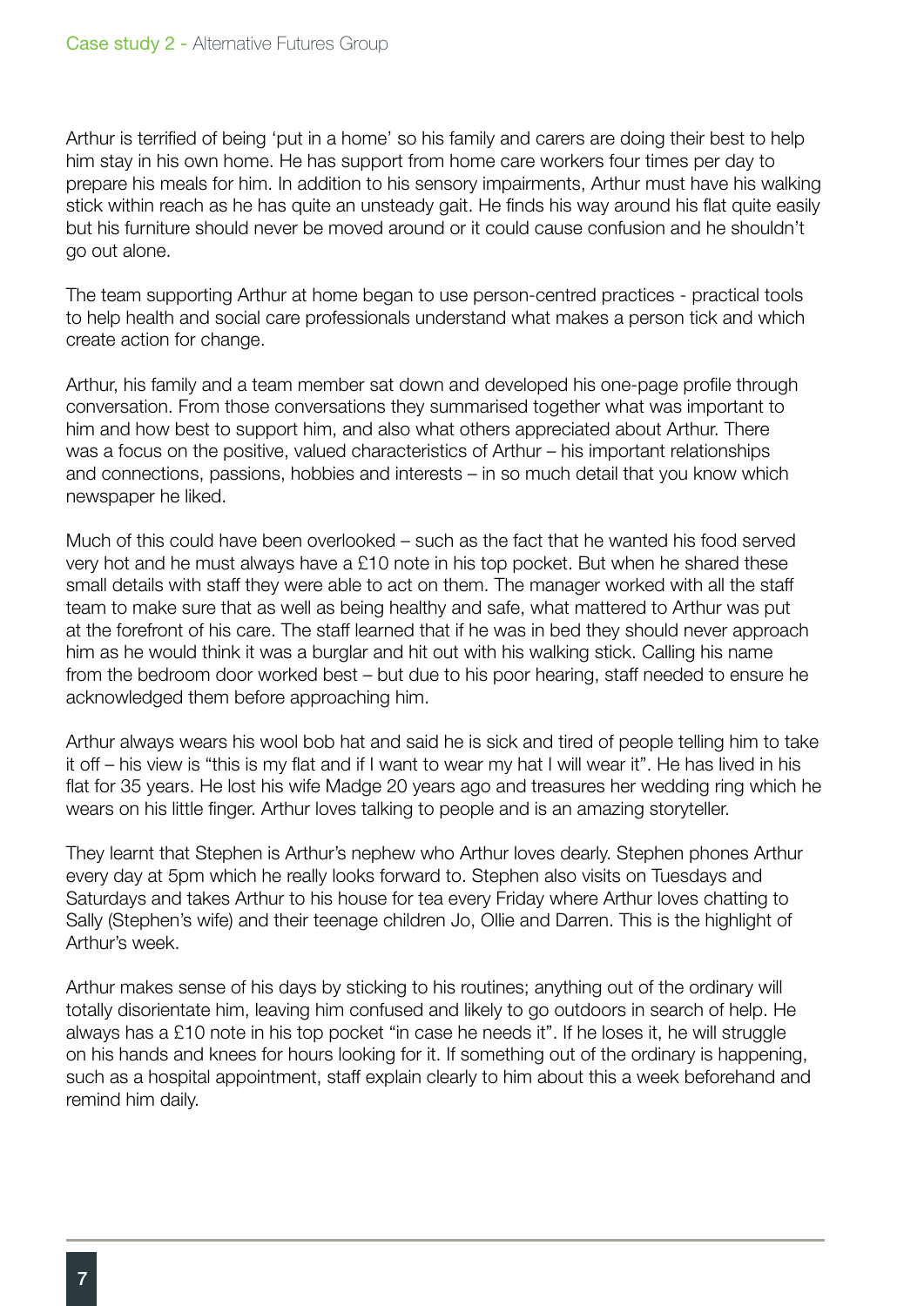Arthur is terrified of being 'put in a home' so his family and carers are doing their best to help him stay in his own home. He has support from home care workers four times per day to prepare his meals for him. In addition to his sensory impairments, Arthur must have his walking stick within reach as he has quite an unsteady gait. He finds his way around his flat quite easily but his furniture should never be moved around or it could cause confusion and he shouldn't go out alone.

The team supporting Arthur at home began to use person-centred practices - practical tools to help health and social care professionals understand what makes a person tick and which create action for change.

Arthur, his family and a team member sat down and developed his one-page profile through conversation. From those conversations they summarised together what was important to him and how best to support him, and also what others appreciated about Arthur. There was a focus on the positive, valued characteristics of Arthur – his important relationships and connections, passions, hobbies and interests – in so much detail that you know which newspaper he liked.

Much of this could have been overlooked – such as the fact that he wanted his food served very hot and he must always have a £10 note in his top pocket. But when he shared these small details with staff they were able to act on them. The manager worked with all the staff team to make sure that as well as being healthy and safe, what mattered to Arthur was put at the forefront of his care. The staff learned that if he was in bed they should never approach him as he would think it was a burglar and hit out with his walking stick. Calling his name from the bedroom door worked best – but due to his poor hearing, staff needed to ensure he acknowledged them before approaching him.

Arthur always wears his wool bob hat and said he is sick and tired of people telling him to take it off – his view is "this is my flat and if I want to wear my hat I will wear it". He has lived in his flat for 35 years. He lost his wife Madge 20 years ago and treasures her wedding ring which he wears on his little finger. Arthur loves talking to people and is an amazing storyteller.

They learnt that Stephen is Arthur's nephew who Arthur loves dearly. Stephen phones Arthur every day at 5pm which he really looks forward to. Stephen also visits on Tuesdays and Saturdays and takes Arthur to his house for tea every Friday where Arthur loves chatting to Sally (Stephen's wife) and their teenage children Jo, Ollie and Darren. This is the highlight of Arthur's week.

Arthur makes sense of his days by sticking to his routines; anything out of the ordinary will totally disorientate him, leaving him confused and likely to go outdoors in search of help. He always has a £10 note in his top pocket "in case he needs it". If he loses it, he will struggle on his hands and knees for hours looking for it. If something out of the ordinary is happening, such as a hospital appointment, staff explain clearly to him about this a week beforehand and remind him daily.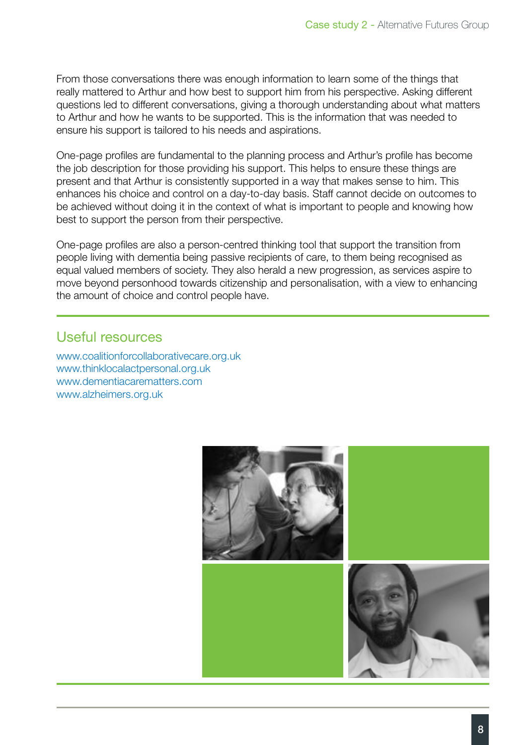From those conversations there was enough information to learn some of the things that really mattered to Arthur and how best to support him from his perspective. Asking different questions led to different conversations, giving a thorough understanding about what matters to Arthur and how he wants to be supported. This is the information that was needed to ensure his support is tailored to his needs and aspirations.

One-page profiles are fundamental to the planning process and Arthur's profile has become the job description for those providing his support. This helps to ensure these things are present and that Arthur is consistently supported in a way that makes sense to him. This enhances his choice and control on a day-to-day basis. Staff cannot decide on outcomes to be achieved without doing it in the context of what is important to people and knowing how best to support the person from their perspective.

One-page profiles are also a person-centred thinking tool that support the transition from people living with dementia being passive recipients of care, to them being recognised as equal valued members of society. They also herald a new progression, as services aspire to move beyond personhood towards citizenship and personalisation, with a view to enhancing the amount of choice and control people have.

## Useful resources

www.coalitionforcollaborativecare.org.uk
www.thinklocalactpersonal.org.uk
www.dementiacarematters.com
www.alzheimers.org.uk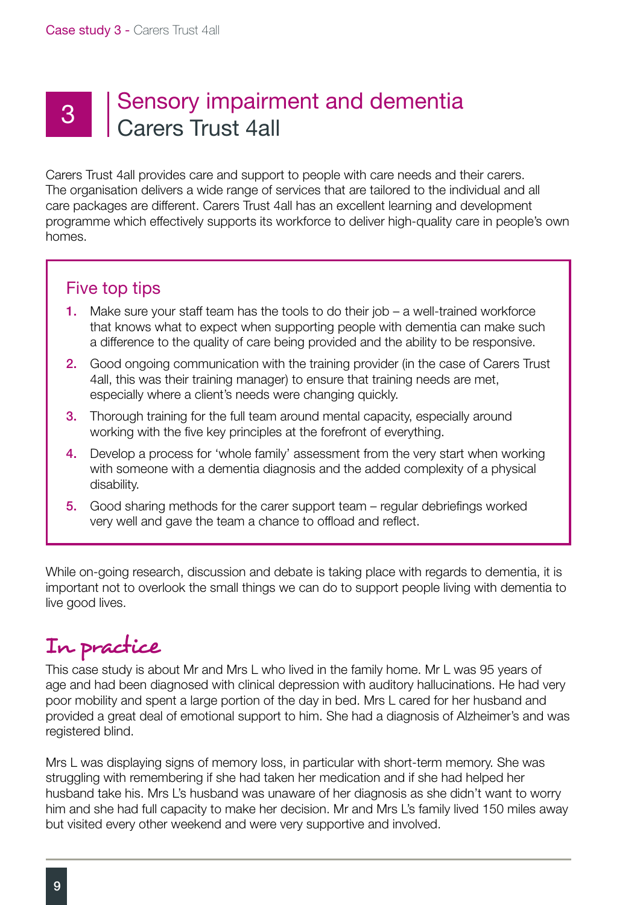# 3 Sensory impairment and dementia

## Carers Trust 4all

Carers Trust 4all provides care and support to people with care needs and their carers. The organisation delivers a wide range of services that are tailored to the individual and all care packages are different. Carers Trust 4all has an excellent learning and development programme which effectively supports its workforce to deliver high-quality care in people's own homes.

### Five top tips

1. Make sure your staff team has the tools to do their job – a well-trained workforce that knows what to expect when supporting people with dementia can make such a difference to the quality of care being provided and the ability to be responsive.
2. Good ongoing communication with the training provider (in the case of Carers Trust 4all, this was their training manager) to ensure that training needs are met, especially where a client's needs were changing quickly.
3. Thorough training for the full team around mental capacity, especially around working with the five key principles at the forefront of everything.
4. Develop a process for 'whole family' assessment from the very start when working with someone with a dementia diagnosis and the added complexity of a physical disability.
5. Good sharing methods for the carer support team – regular debriefings worked very well and gave the team a chance to offload and reflect.

While on-going research, discussion and debate is taking place with regards to dementia, it is important not to overlook the small things we can do to support people living with dementia to live good lives.

## In practice

This case study is about Mr and Mrs L who lived in the family home. Mr L was 95 years of age and had been diagnosed with clinical depression with auditory hallucinations. He had very poor mobility and spent a large portion of the day in bed. Mrs L cared for her husband and provided a great deal of emotional support to him. She had a diagnosis of Alzheimer's and was registered blind.

Mrs L was displaying signs of memory loss, in particular with short-term memory. She was struggling with remembering if she had taken her medication and if she had helped her husband take his. Mrs L's husband was unaware of her diagnosis as she didn't want to worry him and she had full capacity to make her decision. Mr and Mrs L's family lived 150 miles away but visited every other weekend and were very supportive and involved.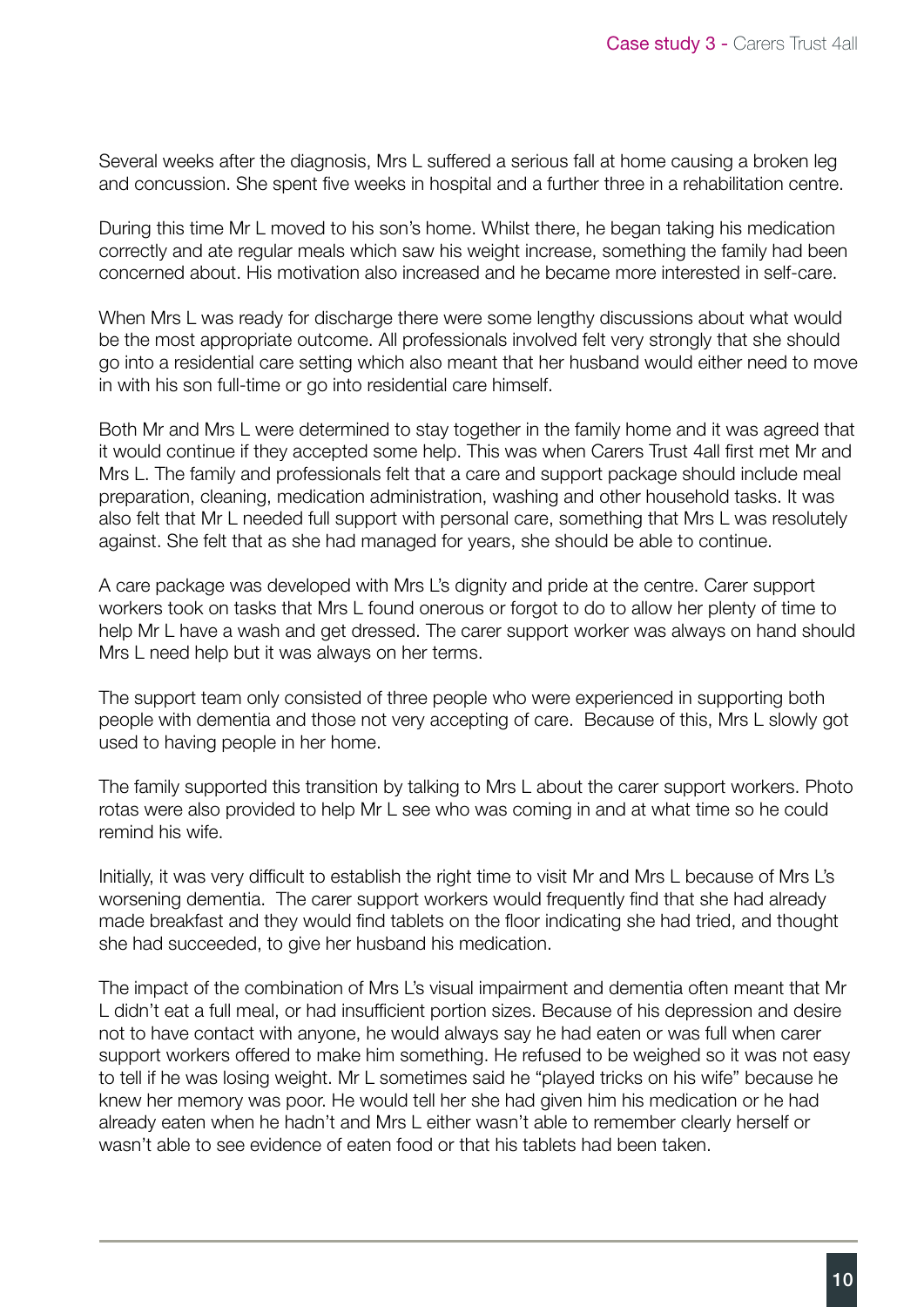Several weeks after the diagnosis, Mrs L suffered a serious fall at home causing a broken leg and concussion. She spent five weeks in hospital and a further three in a rehabilitation centre.

During this time Mr L moved to his son's home. Whilst there, he began taking his medication correctly and ate regular meals which saw his weight increase, something the family had been concerned about. His motivation also increased and he became more interested in self-care.

When Mrs L was ready for discharge there were some lengthy discussions about what would be the most appropriate outcome. All professionals involved felt very strongly that she should go into a residential care setting which also meant that her husband would either need to move in with his son full-time or go into residential care himself.

Both Mr and Mrs L were determined to stay together in the family home and it was agreed that it would continue if they accepted some help. This was when Carers Trust 4all first met Mr and Mrs L. The family and professionals felt that a care and support package should include meal preparation, cleaning, medication administration, washing and other household tasks. It was also felt that Mr L needed full support with personal care, something that Mrs L was resolutely against. She felt that as she had managed for years, she should be able to continue.

A care package was developed with Mrs L's dignity and pride at the centre. Carer support workers took on tasks that Mrs L found onerous or forgot to do to allow her plenty of time to help Mr L have a wash and get dressed. The carer support worker was always on hand should Mrs L need help but it was always on her terms.

The support team only consisted of three people who were experienced in supporting both people with dementia and those not very accepting of care. Because of this, Mrs L slowly got used to having people in her home.

The family supported this transition by talking to Mrs L about the carer support workers. Photo rotas were also provided to help Mr L see who was coming in and at what time so he could remind his wife.

Initially, it was very difficult to establish the right time to visit Mr and Mrs L because of Mrs L's worsening dementia. The carer support workers would frequently find that she had already made breakfast and they would find tablets on the floor indicating she had tried, and thought she had succeeded, to give her husband his medication.

The impact of the combination of Mrs L's visual impairment and dementia often meant that Mr L didn't eat a full meal, or had insufficient portion sizes. Because of his depression and desire not to have contact with anyone, he would always say he had eaten or was full when carer support workers offered to make him something. He refused to be weighed so it was not easy to tell if he was losing weight. Mr L sometimes said he "played tricks on his wife" because he knew her memory was poor. He would tell her she had given him his medication or he had already eaten when he hadn't and Mrs L either wasn't able to remember clearly herself or wasn't able to see evidence of eaten food or that his tablets had been taken.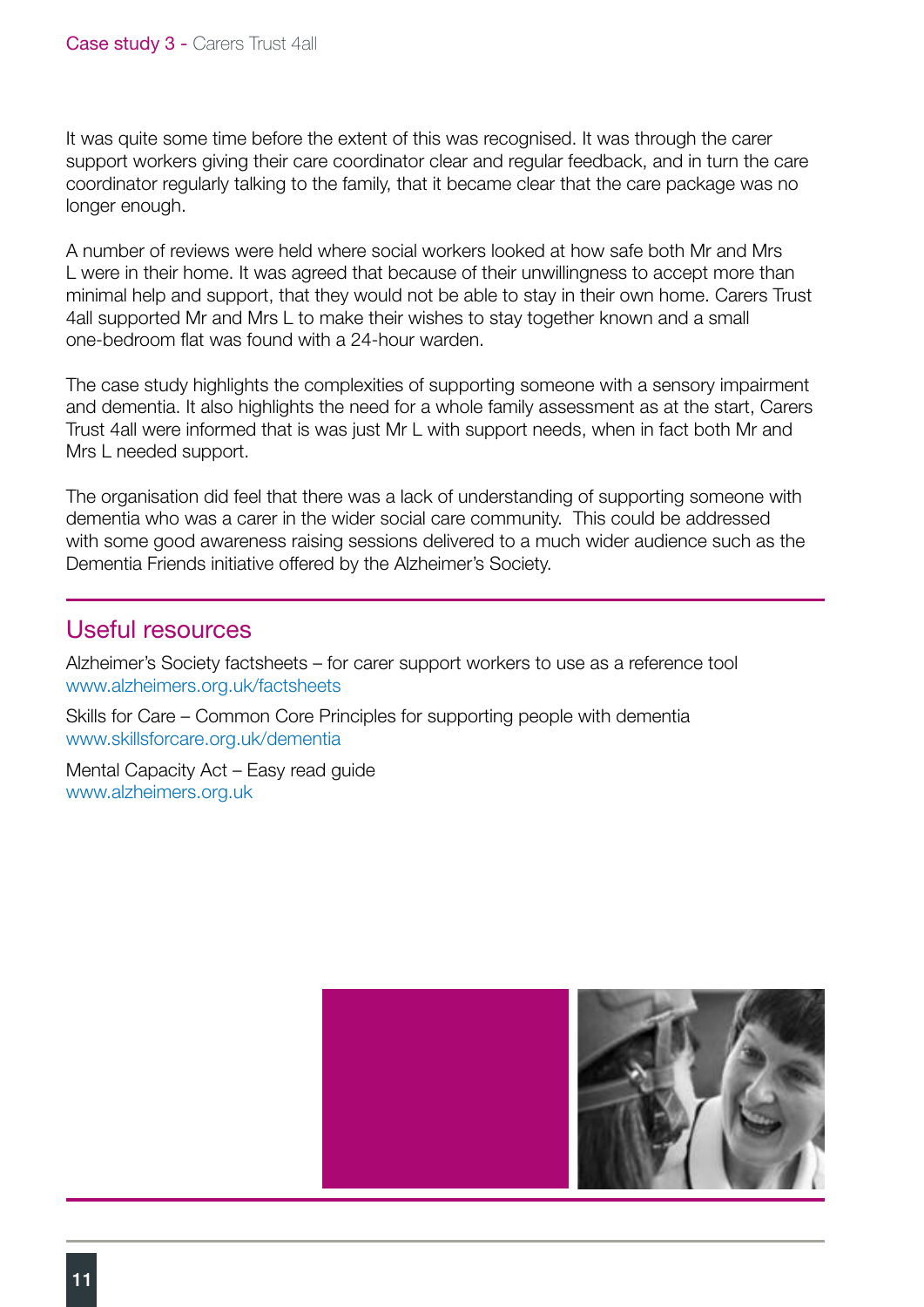It was quite some time before the extent of this was recognised. It was through the carer support workers giving their care coordinator clear and regular feedback, and in turn the care coordinator regularly talking to the family, that it became clear that the care package was no longer enough.

A number of reviews were held where social workers looked at how safe both Mr and Mrs L were in their home. It was agreed that because of their unwillingness to accept more than minimal help and support, that they would not be able to stay in their own home. Carers Trust 4all supported Mr and Mrs L to make their wishes to stay together known and a small one-bedroom flat was found with a 24-hour warden.

The case study highlights the complexities of supporting someone with a sensory impairment and dementia. It also highlights the need for a whole family assessment as at the start, Carers Trust 4all were informed that is was just Mr L with support needs, when in fact both Mr and Mrs L needed support.

The organisation did feel that there was a lack of understanding of supporting someone with dementia who was a carer in the wider social care community. This could be addressed with some good awareness raising sessions delivered to a much wider audience such as the Dementia Friends initiative offered by the Alzheimer's Society.

## Useful resources

Alzheimer's Society factsheets – for carer support workers to use as a reference tool
www.alzheimers.org.uk/factsheets

Skills for Care – Common Core Principles for supporting people with dementia
www.skillsforcare.org.uk/dementia

Mental Capacity Act – Easy read guide
www.alzheimers.org.uk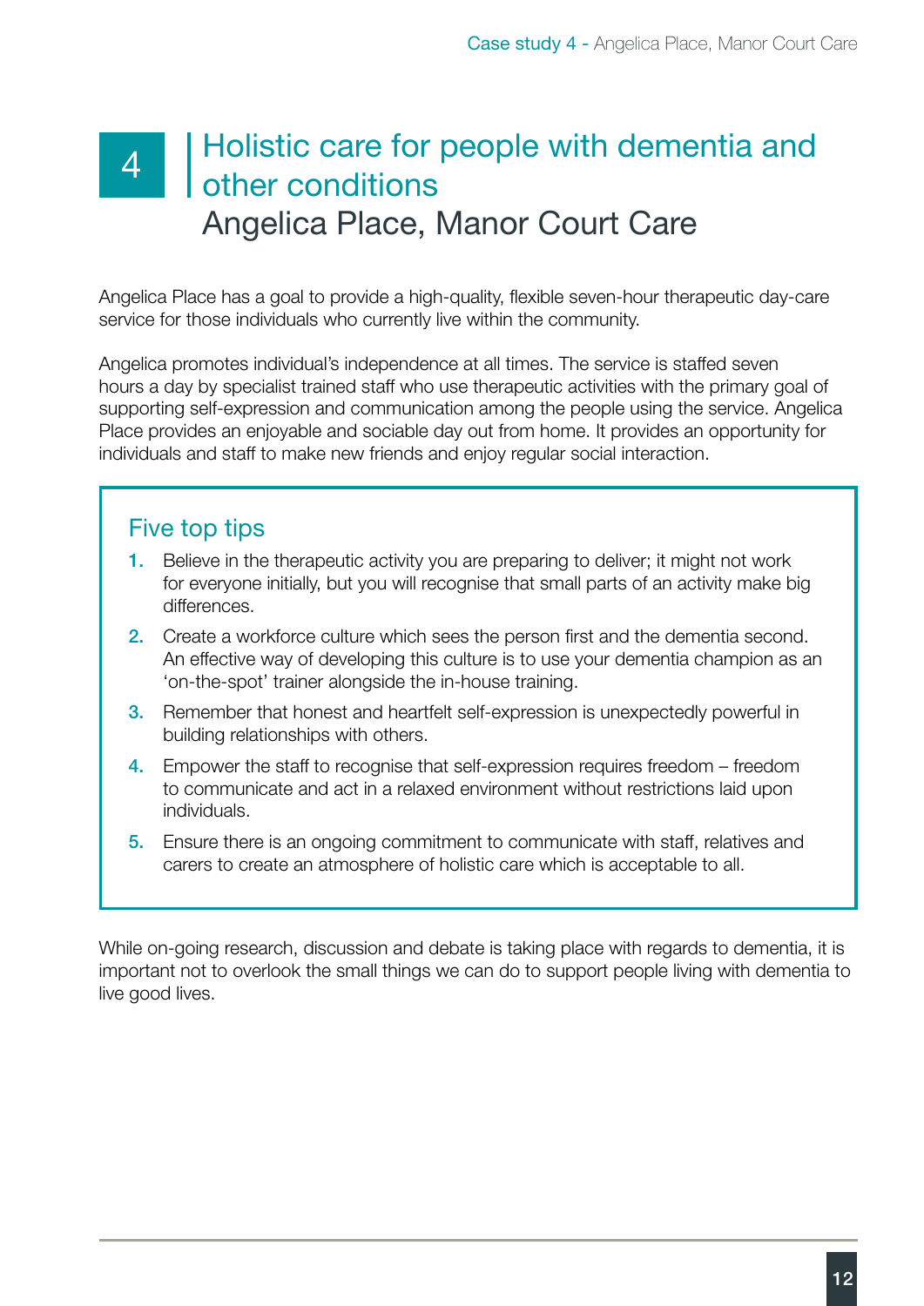# 4 Holistic care for people with dementia and other conditions

## Angelica Place, Manor Court Care

Angelica Place has a goal to provide a high-quality, flexible seven-hour therapeutic day-care service for those individuals who currently live within the community.

Angelica promotes individual's independence at all times. The service is staffed seven hours a day by specialist trained staff who use therapeutic activities with the primary goal of supporting self-expression and communication among the people using the service. Angelica Place provides an enjoyable and sociable day out from home. It provides an opportunity for individuals and staff to make new friends and enjoy regular social interaction.

### Five top tips

1. Believe in the therapeutic activity you are preparing to deliver; it might not work for everyone initially, but you will recognise that small parts of an activity make big differences.
2. Create a workforce culture which sees the person first and the dementia second. An effective way of developing this culture is to use your dementia champion as an 'on-the-spot' trainer alongside the in-house training.
3. Remember that honest and heartfelt self-expression is unexpectedly powerful in building relationships with others.
4. Empower the staff to recognise that self-expression requires freedom – freedom to communicate and act in a relaxed environment without restrictions laid upon individuals.
5. Ensure there is an ongoing commitment to communicate with staff, relatives and carers to create an atmosphere of holistic care which is acceptable to all.

While on-going research, discussion and debate is taking place with regards to dementia, it is important not to overlook the small things we can do to support people living with dementia to live good lives.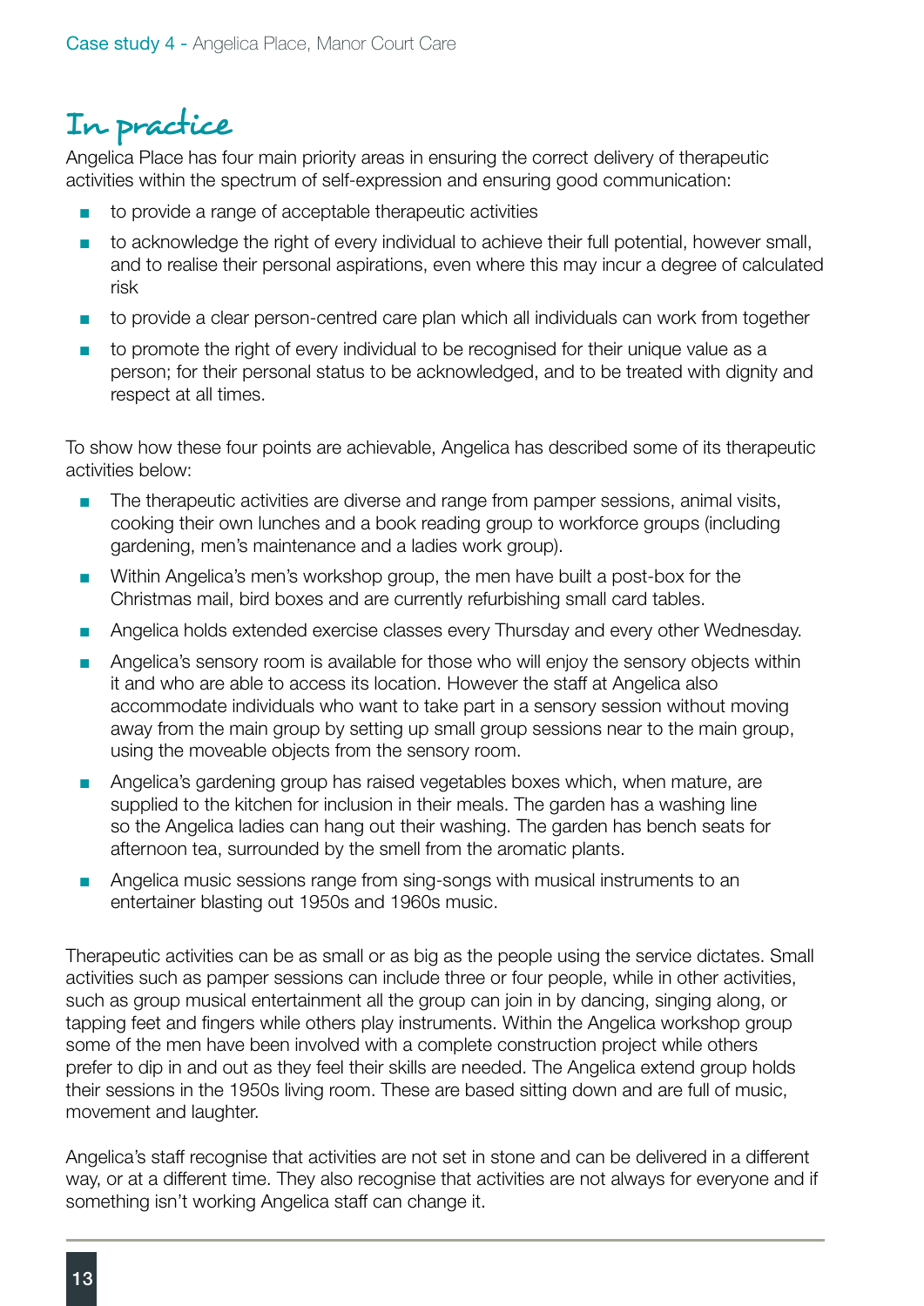## In practice

Angelica Place has four main priority areas in ensuring the correct delivery of therapeutic activities within the spectrum of self-expression and ensuring good communication:

- to provide a range of acceptable therapeutic activities
- to acknowledge the right of every individual to achieve their full potential, however small, and to realise their personal aspirations, even where this may incur a degree of calculated risk
- to provide a clear person-centred care plan which all individuals can work from together
- to promote the right of every individual to be recognised for their unique value as a person; for their personal status to be acknowledged, and to be treated with dignity and respect at all times.

To show how these four points are achievable, Angelica has described some of its therapeutic activities below:

- The therapeutic activities are diverse and range from pamper sessions, animal visits, cooking their own lunches and a book reading group to workforce groups (including gardening, men's maintenance and a ladies work group).
- Within Angelica's men's workshop group, the men have built a post-box for the Christmas mail, bird boxes and are currently refurbishing small card tables.
- Angelica holds extended exercise classes every Thursday and every other Wednesday.
- Angelica's sensory room is available for those who will enjoy the sensory objects within it and who are able to access its location. However the staff at Angelica also accommodate individuals who want to take part in a sensory session without moving away from the main group by setting up small group sessions near to the main group, using the moveable objects from the sensory room.
- Angelica's gardening group has raised vegetables boxes which, when mature, are supplied to the kitchen for inclusion in their meals. The garden has a washing line so the Angelica ladies can hang out their washing. The garden has bench seats for afternoon tea, surrounded by the smell from the aromatic plants.
- Angelica music sessions range from sing-songs with musical instruments to an entertainer blasting out 1950s and 1960s music.

Therapeutic activities can be as small or as big as the people using the service dictates. Small activities such as pamper sessions can include three or four people, while in other activities, such as group musical entertainment all the group can join in by dancing, singing along, or tapping feet and fingers while others play instruments. Within the Angelica workshop group some of the men have been involved with a complete construction project while others prefer to dip in and out as they feel their skills are needed. The Angelica extend group holds their sessions in the 1950s living room. These are based sitting down and are full of music, movement and laughter.

Angelica's staff recognise that activities are not set in stone and can be delivered in a different way, or at a different time. They also recognise that activities are not always for everyone and if something isn't working Angelica staff can change it.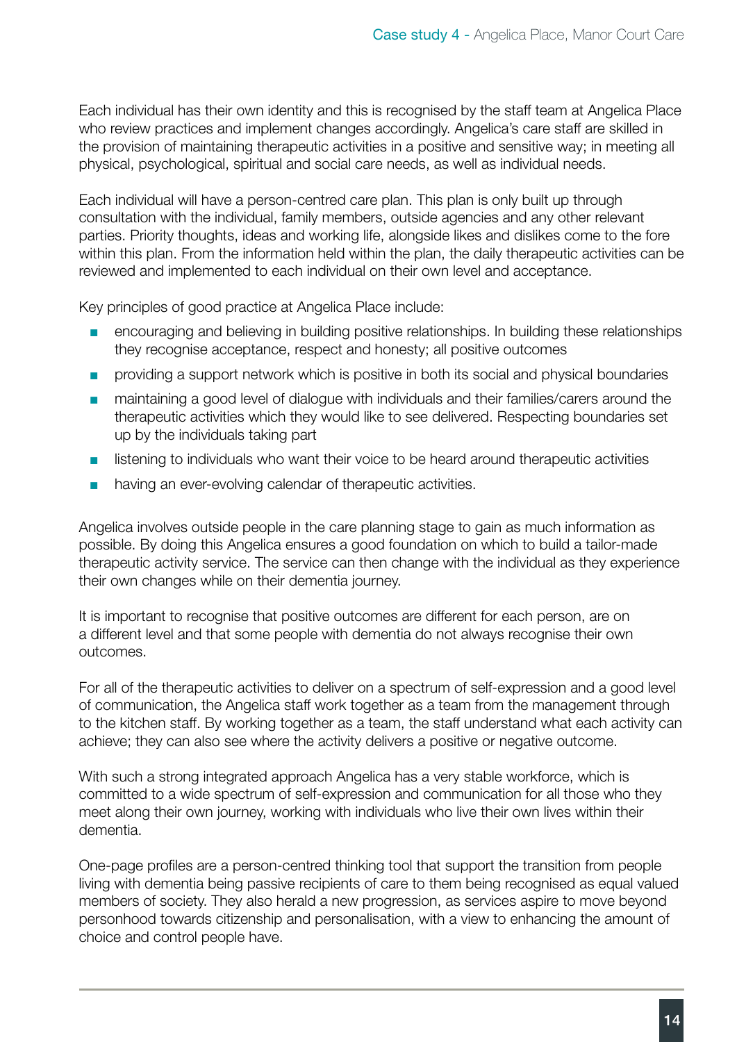Each individual has their own identity and this is recognised by the staff team at Angelica Place who review practices and implement changes accordingly. Angelica's care staff are skilled in the provision of maintaining therapeutic activities in a positive and sensitive way; in meeting all physical, psychological, spiritual and social care needs, as well as individual needs.

Each individual will have a person-centred care plan. This plan is only built up through consultation with the individual, family members, outside agencies and any other relevant parties. Priority thoughts, ideas and working life, alongside likes and dislikes come to the fore within this plan. From the information held within the plan, the daily therapeutic activities can be reviewed and implemented to each individual on their own level and acceptance.

Key principles of good practice at Angelica Place include:

- encouraging and believing in building positive relationships. In building these relationships they recognise acceptance, respect and honesty; all positive outcomes
- providing a support network which is positive in both its social and physical boundaries
- maintaining a good level of dialogue with individuals and their families/carers around the therapeutic activities which they would like to see delivered. Respecting boundaries set up by the individuals taking part
- listening to individuals who want their voice to be heard around therapeutic activities
- having an ever-evolving calendar of therapeutic activities.

Angelica involves outside people in the care planning stage to gain as much information as possible. By doing this Angelica ensures a good foundation on which to build a tailor-made therapeutic activity service. The service can then change with the individual as they experience their own changes while on their dementia journey.

It is important to recognise that positive outcomes are different for each person, are on a different level and that some people with dementia do not always recognise their own outcomes.

For all of the therapeutic activities to deliver on a spectrum of self-expression and a good level of communication, the Angelica staff work together as a team from the management through to the kitchen staff. By working together as a team, the staff understand what each activity can achieve; they can also see where the activity delivers a positive or negative outcome.

With such a strong integrated approach Angelica has a very stable workforce, which is committed to a wide spectrum of self-expression and communication for all those who they meet along their own journey, working with individuals who live their own lives within their dementia.

One-page profiles are a person-centred thinking tool that support the transition from people living with dementia being passive recipients of care to them being recognised as equal valued members of society. They also herald a new progression, as services aspire to move beyond personhood towards citizenship and personalisation, with a view to enhancing the amount of choice and control people have.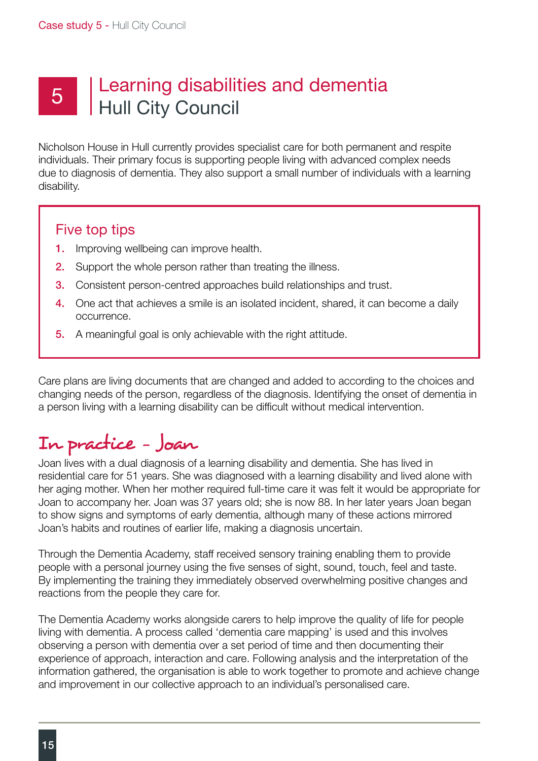# 5 Learning disabilities and dementia
## Hull City Council

Nicholson House in Hull currently provides specialist care for both permanent and respite individuals. Their primary focus is supporting people living with advanced complex needs due to diagnosis of dementia. They also support a small number of individuals with a learning disability.

### Five top tips

1. Improving wellbeing can improve health.
2. Support the whole person rather than treating the illness.
3. Consistent person-centred approaches build relationships and trust.
4. One act that achieves a smile is an isolated incident, shared, it can become a daily occurrence.
5. A meaningful goal is only achievable with the right attitude.

Care plans are living documents that are changed and added to according to the choices and changing needs of the person, regardless of the diagnosis. Identifying the onset of dementia in a person living with a learning disability can be difficult without medical intervention.

## In practice - Joan

Joan lives with a dual diagnosis of a learning disability and dementia. She has lived in residential care for 51 years. She was diagnosed with a learning disability and lived alone with her aging mother. When her mother required full-time care it was felt it would be appropriate for Joan to accompany her. Joan was 37 years old; she is now 88. In her later years Joan began to show signs and symptoms of early dementia, although many of these actions mirrored Joan's habits and routines of earlier life, making a diagnosis uncertain.

Through the Dementia Academy, staff received sensory training enabling them to provide people with a personal journey using the five senses of sight, sound, touch, feel and taste. By implementing the training they immediately observed overwhelming positive changes and reactions from the people they care for.

The Dementia Academy works alongside carers to help improve the quality of life for people living with dementia. A process called 'dementia care mapping' is used and this involves observing a person with dementia over a set period of time and then documenting their experience of approach, interaction and care. Following analysis and the interpretation of the information gathered, the organisation is able to work together to promote and achieve change and improvement in our collective approach to an individual's personalised care.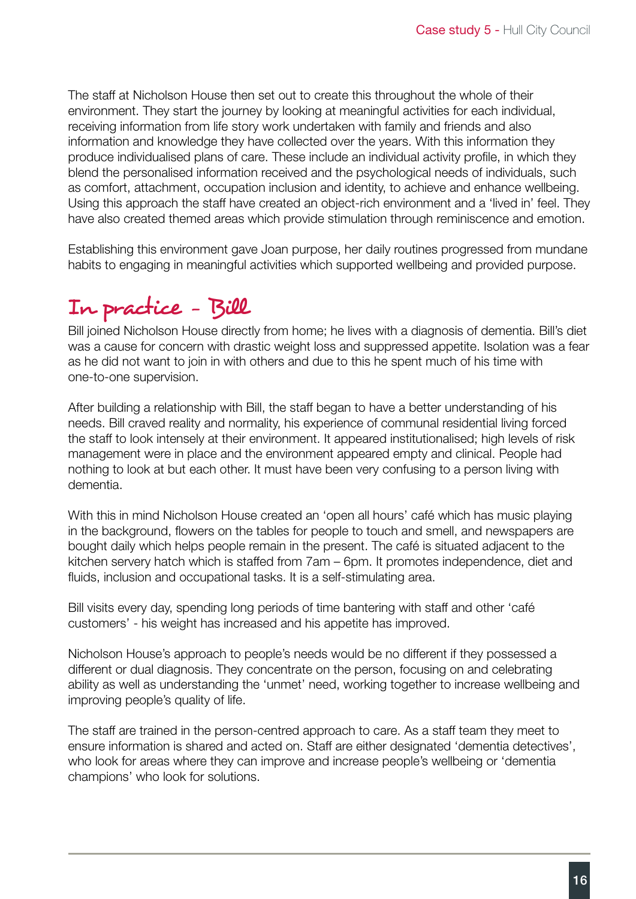The staff at Nicholson House then set out to create this throughout the whole of their environment. They start the journey by looking at meaningful activities for each individual, receiving information from life story work undertaken with family and friends and also information and knowledge they have collected over the years. With this information they produce individualised plans of care. These include an individual activity profile, in which they blend the personalised information received and the psychological needs of individuals, such as comfort, attachment, occupation inclusion and identity, to achieve and enhance wellbeing. Using this approach the staff have created an object-rich environment and a 'lived in' feel. They have also created themed areas which provide stimulation through reminiscence and emotion.

Establishing this environment gave Joan purpose, her daily routines progressed from mundane habits to engaging in meaningful activities which supported wellbeing and provided purpose.

## In practice - Bill

Bill joined Nicholson House directly from home; he lives with a diagnosis of dementia. Bill's diet was a cause for concern with drastic weight loss and suppressed appetite. Isolation was a fear as he did not want to join in with others and due to this he spent much of his time with one-to-one supervision.

After building a relationship with Bill, the staff began to have a better understanding of his needs. Bill craved reality and normality, his experience of communal residential living forced the staff to look intensely at their environment. It appeared institutionalised; high levels of risk management were in place and the environment appeared empty and clinical. People had nothing to look at but each other. It must have been very confusing to a person living with dementia.

With this in mind Nicholson House created an 'open all hours' café which has music playing in the background, flowers on the tables for people to touch and smell, and newspapers are bought daily which helps people remain in the present. The café is situated adjacent to the kitchen servery hatch which is staffed from 7am – 6pm. It promotes independence, diet and fluids, inclusion and occupational tasks. It is a self-stimulating area.

Bill visits every day, spending long periods of time bantering with staff and other 'café customers' - his weight has increased and his appetite has improved.

Nicholson House's approach to people's needs would be no different if they possessed a different or dual diagnosis. They concentrate on the person, focusing on and celebrating ability as well as understanding the 'unmet' need, working together to increase wellbeing and improving people's quality of life.

The staff are trained in the person-centred approach to care. As a staff team they meet to ensure information is shared and acted on. Staff are either designated 'dementia detectives', who look for areas where they can improve and increase people's wellbeing or 'dementia champions' who look for solutions.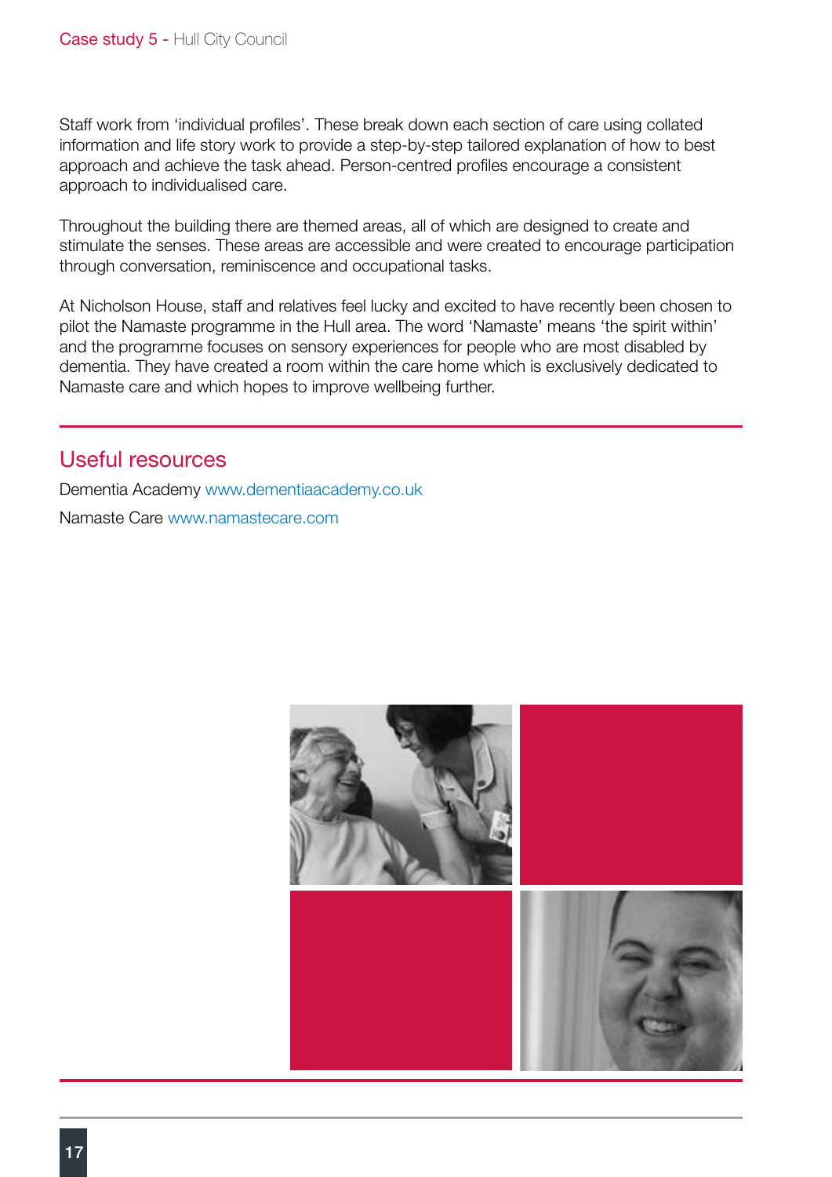Staff work from 'individual profiles'. These break down each section of care using collated information and life story work to provide a step-by-step tailored explanation of how to best approach and achieve the task ahead. Person-centred profiles encourage a consistent approach to individualised care.

Throughout the building there are themed areas, all of which are designed to create and stimulate the senses. These areas are accessible and were created to encourage participation through conversation, reminiscence and occupational tasks.

At Nicholson House, staff and relatives feel lucky and excited to have recently been chosen to pilot the Namaste programme in the Hull area. The word 'Namaste' means 'the spirit within' and the programme focuses on sensory experiences for people who are most disabled by dementia. They have created a room within the care home which is exclusively dedicated to Namaste care and which hopes to improve wellbeing further.

## Useful resources

Dementia Academy www.dementiaacademy.co.uk

Namaste Care www.namastecare.com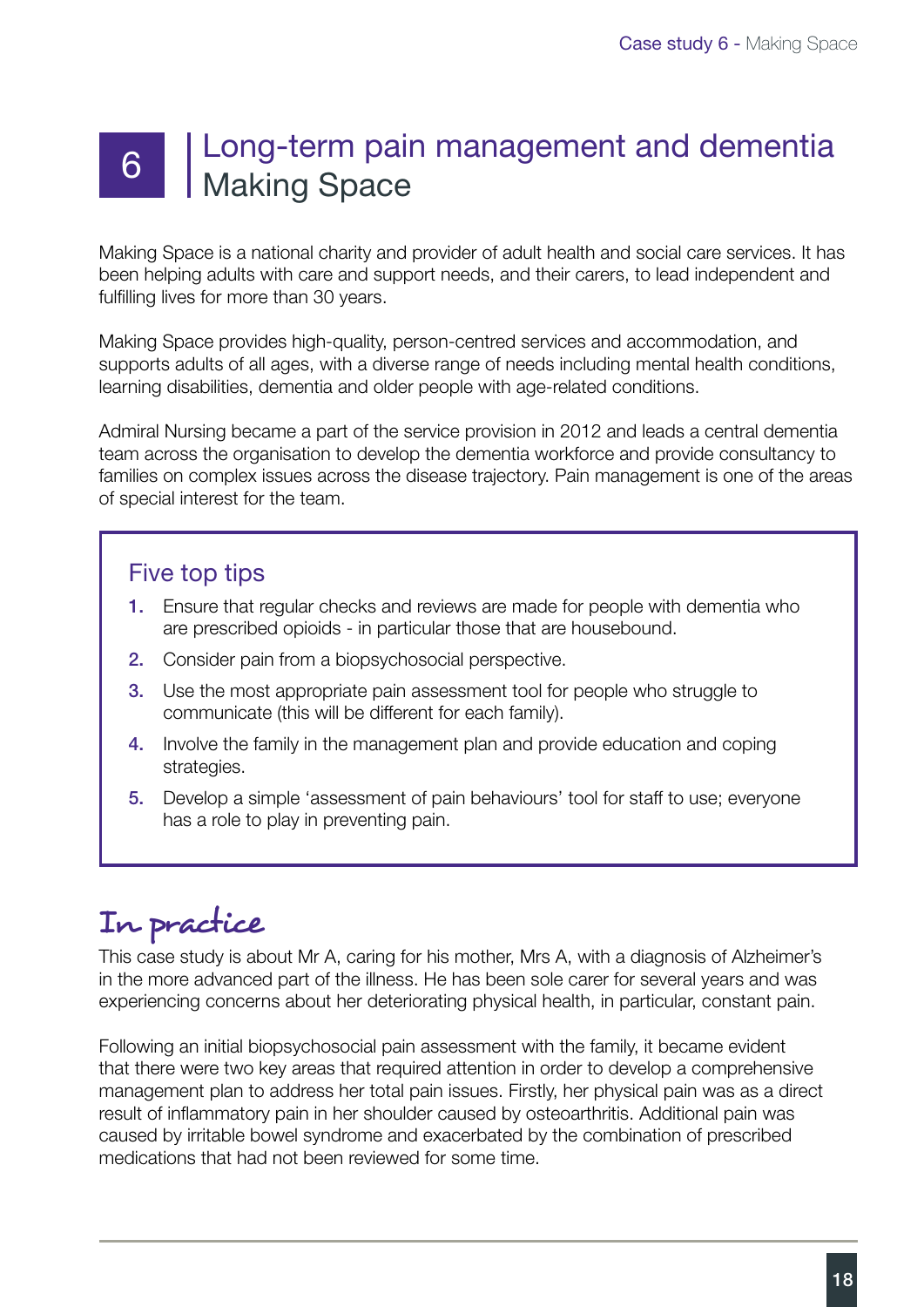# 6 | Long-term pain management and dementia
## Making Space

Making Space is a national charity and provider of adult health and social care services. It has been helping adults with care and support needs, and their carers, to lead independent and fulfilling lives for more than 30 years.

Making Space provides high-quality, person-centred services and accommodation, and supports adults of all ages, with a diverse range of needs including mental health conditions, learning disabilities, dementia and older people with age-related conditions.

Admiral Nursing became a part of the service provision in 2012 and leads a central dementia team across the organisation to develop the dementia workforce and provide consultancy to families on complex issues across the disease trajectory. Pain management is one of the areas of special interest for the team.

### Five top tips

1. Ensure that regular checks and reviews are made for people with dementia who are prescribed opioids - in particular those that are housebound.
2. Consider pain from a biopsychosocial perspective.
3. Use the most appropriate pain assessment tool for people who struggle to communicate (this will be different for each family).
4. Involve the family in the management plan and provide education and coping strategies.
5. Develop a simple 'assessment of pain behaviours' tool for staff to use; everyone has a role to play in preventing pain.

## In practice

This case study is about Mr A, caring for his mother, Mrs A, with a diagnosis of Alzheimer's in the more advanced part of the illness. He has been sole carer for several years and was experiencing concerns about her deteriorating physical health, in particular, constant pain.

Following an initial biopsychosocial pain assessment with the family, it became evident that there were two key areas that required attention in order to develop a comprehensive management plan to address her total pain issues. Firstly, her physical pain was as a direct result of inflammatory pain in her shoulder caused by osteoarthritis. Additional pain was caused by irritable bowel syndrome and exacerbated by the combination of prescribed medications that had not been reviewed for some time.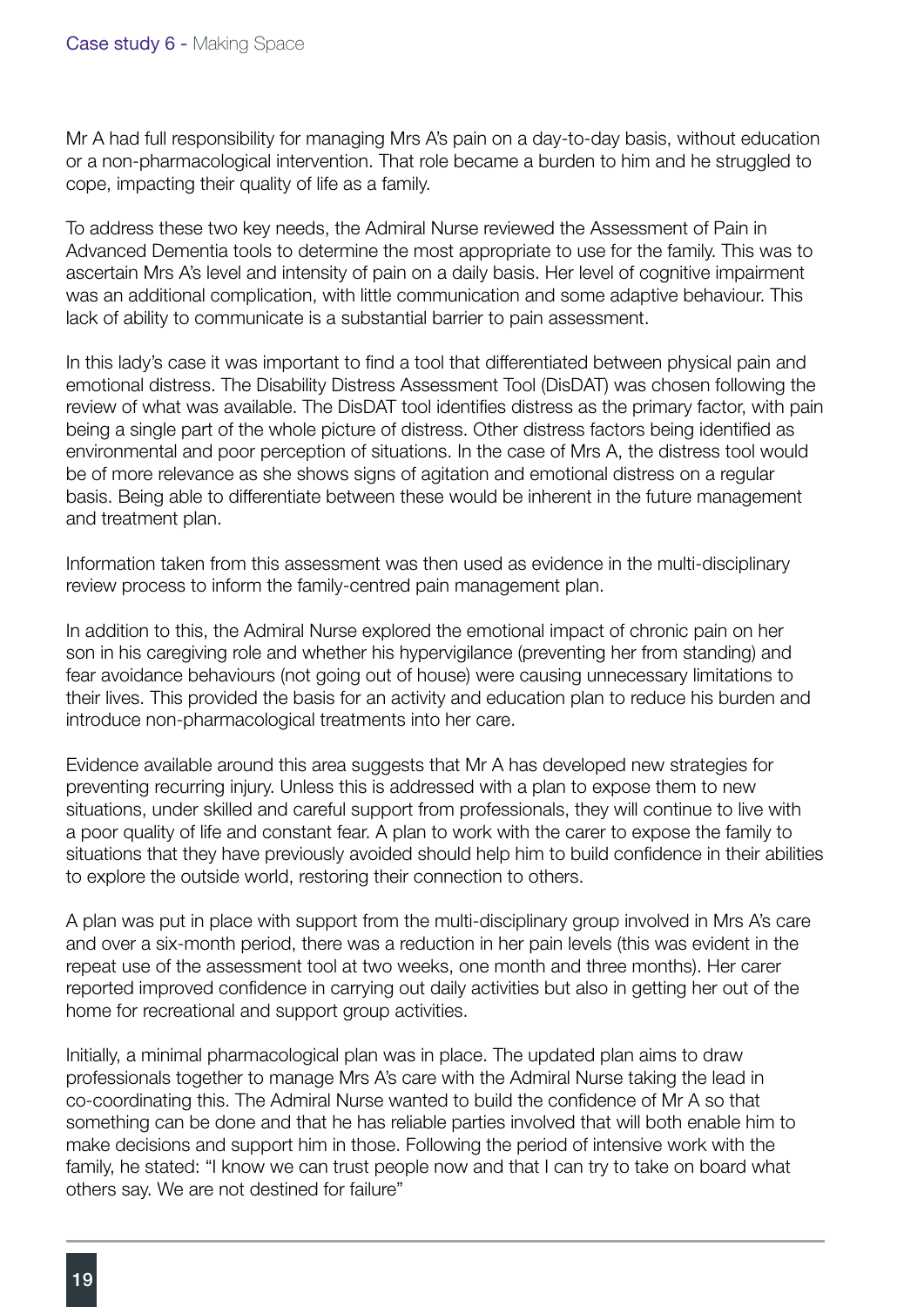Mr A had full responsibility for managing Mrs A's pain on a day-to-day basis, without education or a non-pharmacological intervention. That role became a burden to him and he struggled to cope, impacting their quality of life as a family.

To address these two key needs, the Admiral Nurse reviewed the Assessment of Pain in Advanced Dementia tools to determine the most appropriate to use for the family. This was to ascertain Mrs A's level and intensity of pain on a daily basis. Her level of cognitive impairment was an additional complication, with little communication and some adaptive behaviour. This lack of ability to communicate is a substantial barrier to pain assessment.

In this lady's case it was important to find a tool that differentiated between physical pain and emotional distress. The Disability Distress Assessment Tool (DisDAT) was chosen following the review of what was available. The DisDAT tool identifies distress as the primary factor, with pain being a single part of the whole picture of distress. Other distress factors being identified as environmental and poor perception of situations. In the case of Mrs A, the distress tool would be of more relevance as she shows signs of agitation and emotional distress on a regular basis. Being able to differentiate between these would be inherent in the future management and treatment plan.

Information taken from this assessment was then used as evidence in the multi-disciplinary review process to inform the family-centred pain management plan.

In addition to this, the Admiral Nurse explored the emotional impact of chronic pain on her son in his caregiving role and whether his hypervigilance (preventing her from standing) and fear avoidance behaviours (not going out of house) were causing unnecessary limitations to their lives. This provided the basis for an activity and education plan to reduce his burden and introduce non-pharmacological treatments into her care.

Evidence available around this area suggests that Mr A has developed new strategies for preventing recurring injury. Unless this is addressed with a plan to expose them to new situations, under skilled and careful support from professionals, they will continue to live with a poor quality of life and constant fear. A plan to work with the carer to expose the family to situations that they have previously avoided should help him to build confidence in their abilities to explore the outside world, restoring their connection to others.

A plan was put in place with support from the multi-disciplinary group involved in Mrs A's care and over a six-month period, there was a reduction in her pain levels (this was evident in the repeat use of the assessment tool at two weeks, one month and three months). Her carer reported improved confidence in carrying out daily activities but also in getting her out of the home for recreational and support group activities.

Initially, a minimal pharmacological plan was in place. The updated plan aims to draw professionals together to manage Mrs A's care with the Admiral Nurse taking the lead in co-coordinating this. The Admiral Nurse wanted to build the confidence of Mr A so that something can be done and that he has reliable parties involved that will both enable him to make decisions and support him in those. Following the period of intensive work with the family, he stated: "I know we can trust people now and that I can try to take on board what others say. We are not destined for failure"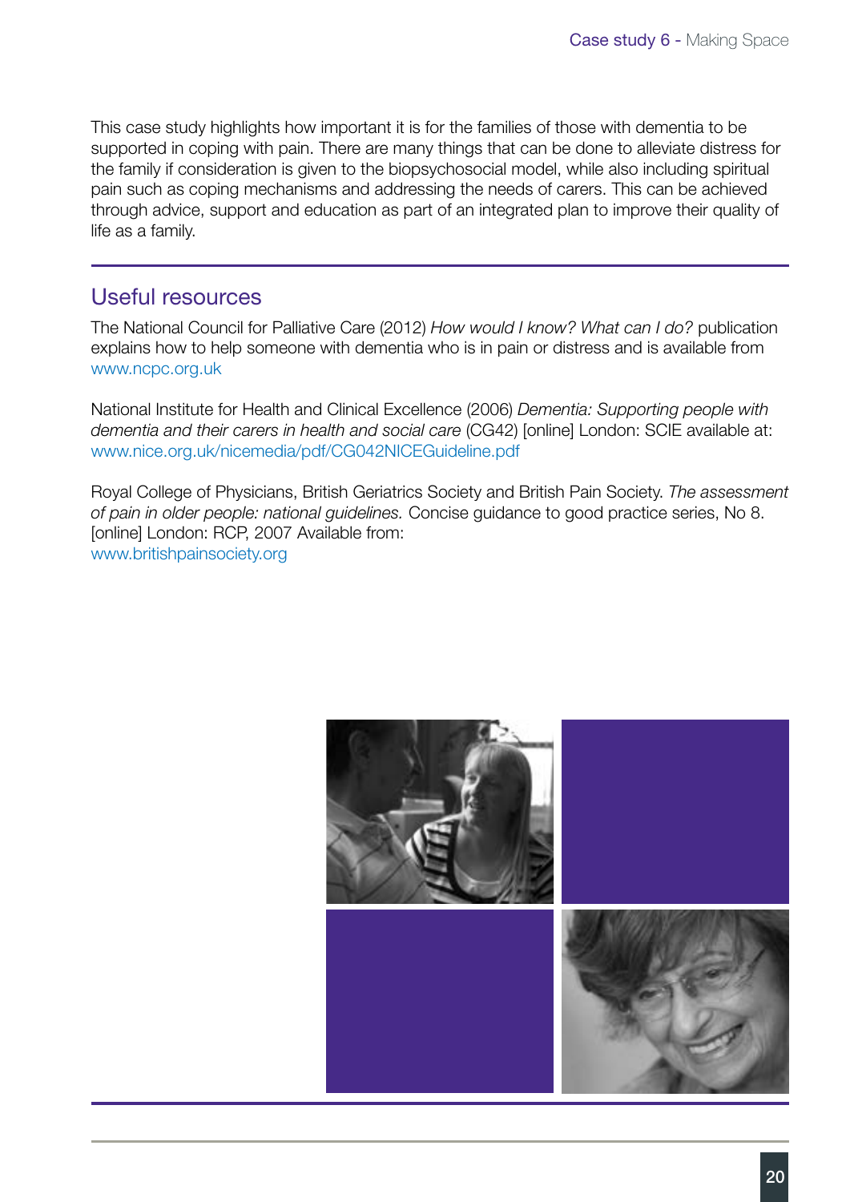This case study highlights how important it is for the families of those with dementia to be supported in coping with pain. There are many things that can be done to alleviate distress for the family if consideration is given to the biopsychosocial model, while also including spiritual pain such as coping mechanisms and addressing the needs of carers. This can be achieved through advice, support and education as part of an integrated plan to improve their quality of life as a family.

## Useful resources

The National Council for Palliative Care (2012) *How would I know? What can I do?* publication explains how to help someone with dementia who is in pain or distress and is available from www.ncpc.org.uk

National Institute for Health and Clinical Excellence (2006) *Dementia: Supporting people with dementia and their carers in health and social care* (CG42) [online] London: SCIE available at: www.nice.org.uk/nicemedia/pdf/CG042NICEGuideline.pdf

Royal College of Physicians, British Geriatrics Society and British Pain Society. *The assessment of pain in older people: national guidelines.* Concise guidance to good practice series, No 8. [online] London: RCP, 2007 Available from: www.britishpainsociety.org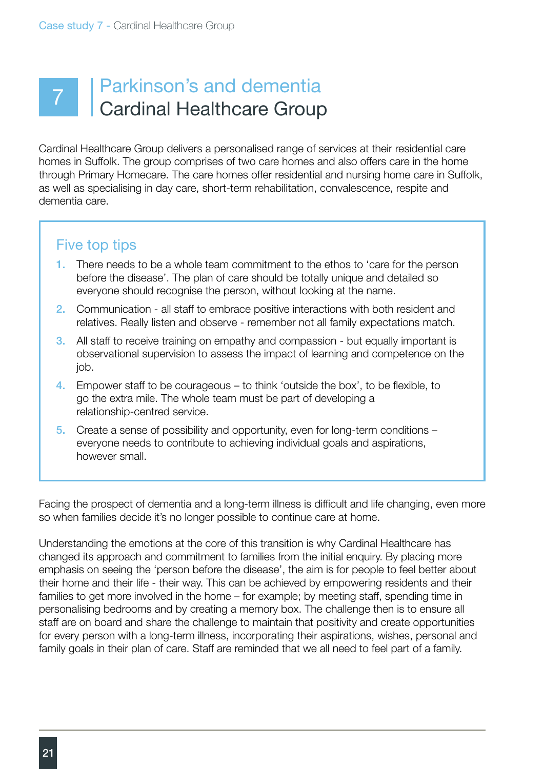# 7 Parkinson's and dementia
## Cardinal Healthcare Group

Cardinal Healthcare Group delivers a personalised range of services at their residential care homes in Suffolk. The group comprises of two care homes and also offers care in the home through Primary Homecare. The care homes offer residential and nursing home care in Suffolk, as well as specialising in day care, short-term rehabilitation, convalescence, respite and dementia care.

### Five top tips

1. There needs to be a whole team commitment to the ethos to 'care for the person before the disease'. The plan of care should be totally unique and detailed so everyone should recognise the person, without looking at the name.
2. Communication - all staff to embrace positive interactions with both resident and relatives. Really listen and observe - remember not all family expectations match.
3. All staff to receive training on empathy and compassion - but equally important is observational supervision to assess the impact of learning and competence on the job.
4. Empower staff to be courageous – to think 'outside the box', to be flexible, to go the extra mile. The whole team must be part of developing a relationship-centred service.
5. Create a sense of possibility and opportunity, even for long-term conditions – everyone needs to contribute to achieving individual goals and aspirations, however small.

Facing the prospect of dementia and a long-term illness is difficult and life changing, even more so when families decide it's no longer possible to continue care at home.

Understanding the emotions at the core of this transition is why Cardinal Healthcare has changed its approach and commitment to families from the initial enquiry. By placing more emphasis on seeing the 'person before the disease', the aim is for people to feel better about their home and their life - their way. This can be achieved by empowering residents and their families to get more involved in the home – for example; by meeting staff, spending time in personalising bedrooms and by creating a memory box. The challenge then is to ensure all staff are on board and share the challenge to maintain that positivity and create opportunities for every person with a long-term illness, incorporating their aspirations, wishes, personal and family goals in their plan of care. Staff are reminded that we all need to feel part of a family.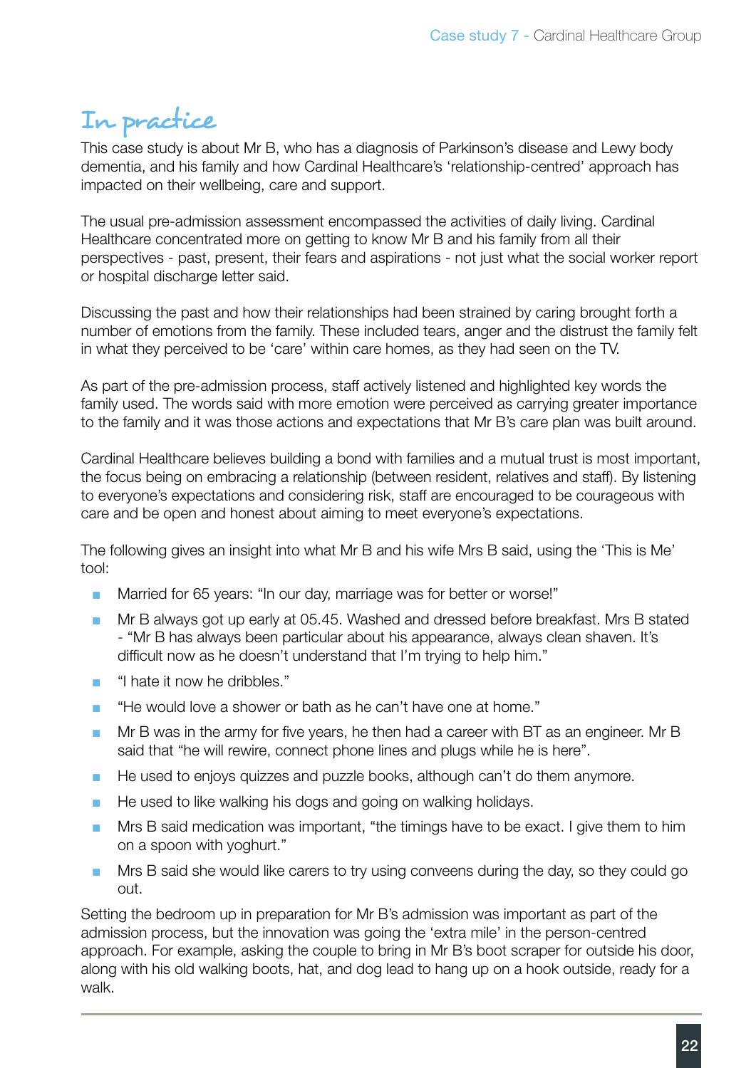## In practice

This case study is about Mr B, who has a diagnosis of Parkinson's disease and Lewy body dementia, and his family and how Cardinal Healthcare's 'relationship-centred' approach has impacted on their wellbeing, care and support.

The usual pre-admission assessment encompassed the activities of daily living. Cardinal Healthcare concentrated more on getting to know Mr B and his family from all their perspectives - past, present, their fears and aspirations - not just what the social worker report or hospital discharge letter said.

Discussing the past and how their relationships had been strained by caring brought forth a number of emotions from the family. These included tears, anger and the distrust the family felt in what they perceived to be 'care' within care homes, as they had seen on the TV.

As part of the pre-admission process, staff actively listened and highlighted key words the family used. The words said with more emotion were perceived as carrying greater importance to the family and it was those actions and expectations that Mr B's care plan was built around.

Cardinal Healthcare believes building a bond with families and a mutual trust is most important, the focus being on embracing a relationship (between resident, relatives and staff). By listening to everyone's expectations and considering risk, staff are encouraged to be courageous with care and be open and honest about aiming to meet everyone's expectations.

The following gives an insight into what Mr B and his wife Mrs B said, using the 'This is Me' tool:

- Married for 65 years: "In our day, marriage was for better or worse!"
- Mr B always got up early at 05.45. Washed and dressed before breakfast. Mrs B stated - "Mr B has always been particular about his appearance, always clean shaven. It's difficult now as he doesn't understand that I'm trying to help him."
- "I hate it now he dribbles."
- "He would love a shower or bath as he can't have one at home."
- Mr B was in the army for five years, he then had a career with BT as an engineer. Mr B said that "he will rewire, connect phone lines and plugs while he is here".
- He used to enjoys quizzes and puzzle books, although can't do them anymore.
- He used to like walking his dogs and going on walking holidays.
- Mrs B said medication was important, "the timings have to be exact. I give them to him on a spoon with yoghurt."
- Mrs B said she would like carers to try using conveens during the day, so they could go out.

Setting the bedroom up in preparation for Mr B's admission was important as part of the admission process, but the innovation was going the 'extra mile' in the person-centred approach. For example, asking the couple to bring in Mr B's boot scraper for outside his door, along with his old walking boots, hat, and dog lead to hang up on a hook outside, ready for a walk.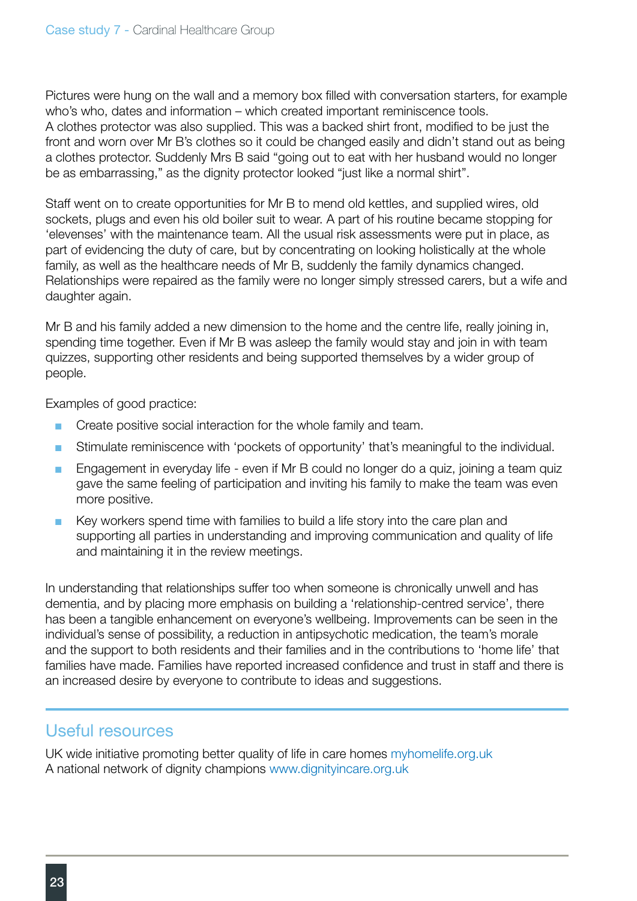Pictures were hung on the wall and a memory box filled with conversation starters, for example who's who, dates and information – which created important reminiscence tools. A clothes protector was also supplied. This was a backed shirt front, modified to be just the front and worn over Mr B's clothes so it could be changed easily and didn't stand out as being a clothes protector. Suddenly Mrs B said "going out to eat with her husband would no longer be as embarrassing," as the dignity protector looked "just like a normal shirt".

Staff went on to create opportunities for Mr B to mend old kettles, and supplied wires, old sockets, plugs and even his old boiler suit to wear. A part of his routine became stopping for 'elevenses' with the maintenance team. All the usual risk assessments were put in place, as part of evidencing the duty of care, but by concentrating on looking holistically at the whole family, as well as the healthcare needs of Mr B, suddenly the family dynamics changed. Relationships were repaired as the family were no longer simply stressed carers, but a wife and daughter again.

Mr B and his family added a new dimension to the home and the centre life, really joining in, spending time together. Even if Mr B was asleep the family would stay and join in with team quizzes, supporting other residents and being supported themselves by a wider group of people.

Examples of good practice:

- Create positive social interaction for the whole family and team.
- Stimulate reminiscence with 'pockets of opportunity' that's meaningful to the individual.
- Engagement in everyday life - even if Mr B could no longer do a quiz, joining a team quiz gave the same feeling of participation and inviting his family to make the team was even more positive.
- Key workers spend time with families to build a life story into the care plan and supporting all parties in understanding and improving communication and quality of life and maintaining it in the review meetings.

In understanding that relationships suffer too when someone is chronically unwell and has dementia, and by placing more emphasis on building a 'relationship-centred service', there has been a tangible enhancement on everyone's wellbeing. Improvements can be seen in the individual's sense of possibility, a reduction in antipsychotic medication, the team's morale and the support to both residents and their families and in the contributions to 'home life' that families have made. Families have reported increased confidence and trust in staff and there is an increased desire by everyone to contribute to ideas and suggestions.

## Useful resources

UK wide initiative promoting better quality of life in care homes myhomelife.org.uk
A national network of dignity champions www.dignityincare.org.uk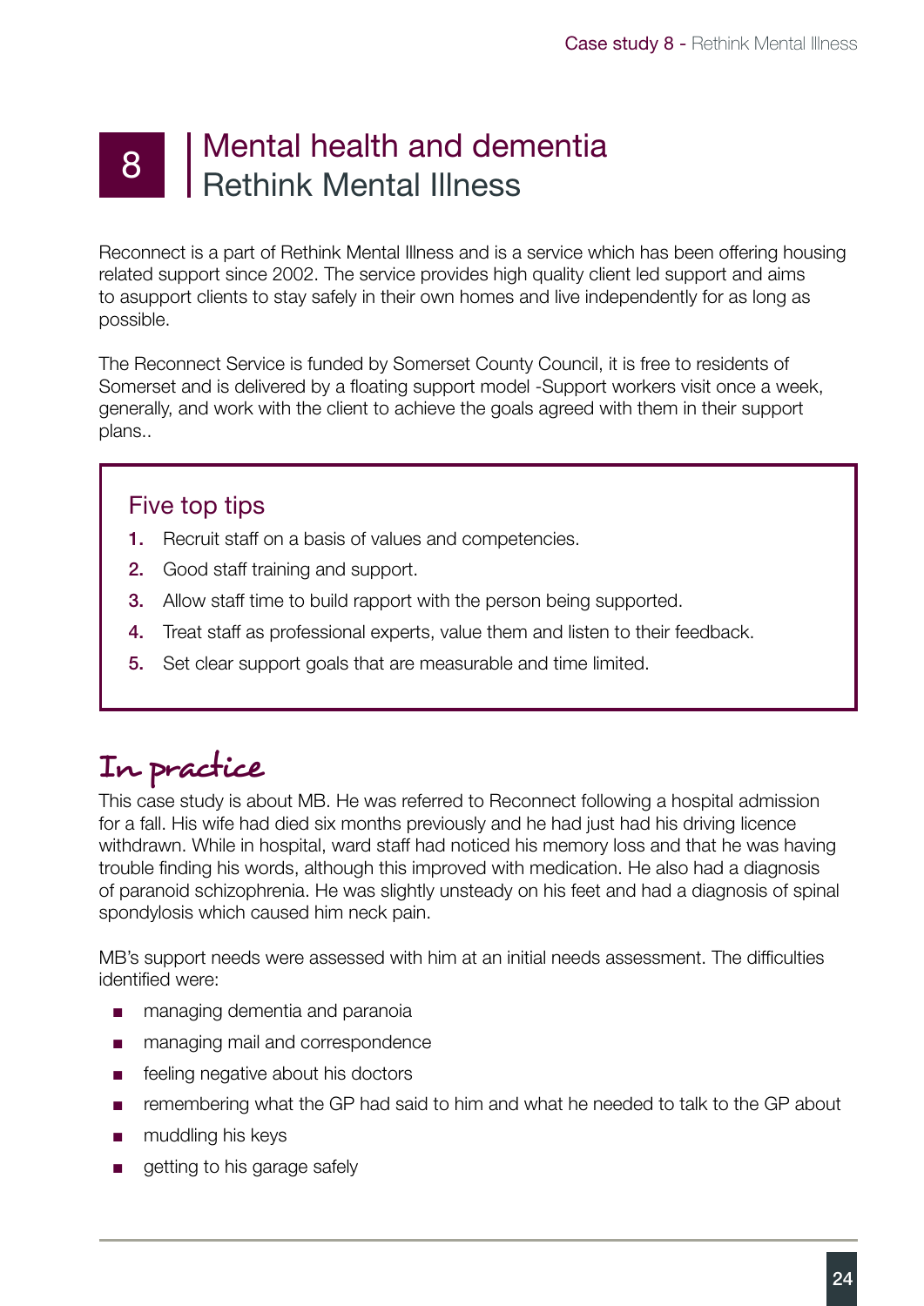# 8 Mental health and dementia
## Rethink Mental Illness

Reconnect is a part of Rethink Mental Illness and is a service which has been offering housing related support since 2002. The service provides high quality client led support and aims to asupport clients to stay safely in their own homes and live independently for as long as possible.

The Reconnect Service is funded by Somerset County Council, it is free to residents of Somerset and is delivered by a floating support model -Support workers visit once a week, generally, and work with the client to achieve the goals agreed with them in their support plans..

### Five top tips

1. Recruit staff on a basis of values and competencies.
2. Good staff training and support.
3. Allow staff time to build rapport with the person being supported.
4. Treat staff as professional experts, value them and listen to their feedback.
5. Set clear support goals that are measurable and time limited.

## In practice

This case study is about MB. He was referred to Reconnect following a hospital admission for a fall. His wife had died six months previously and he had just had his driving licence withdrawn. While in hospital, ward staff had noticed his memory loss and that he was having trouble finding his words, although this improved with medication. He also had a diagnosis of paranoid schizophrenia. He was slightly unsteady on his feet and had a diagnosis of spinal spondylosis which caused him neck pain.

MB's support needs were assessed with him at an initial needs assessment. The difficulties identified were:

- managing dementia and paranoia
- managing mail and correspondence
- feeling negative about his doctors
- remembering what the GP had said to him and what he needed to talk to the GP about
- muddling his keys
- getting to his garage safely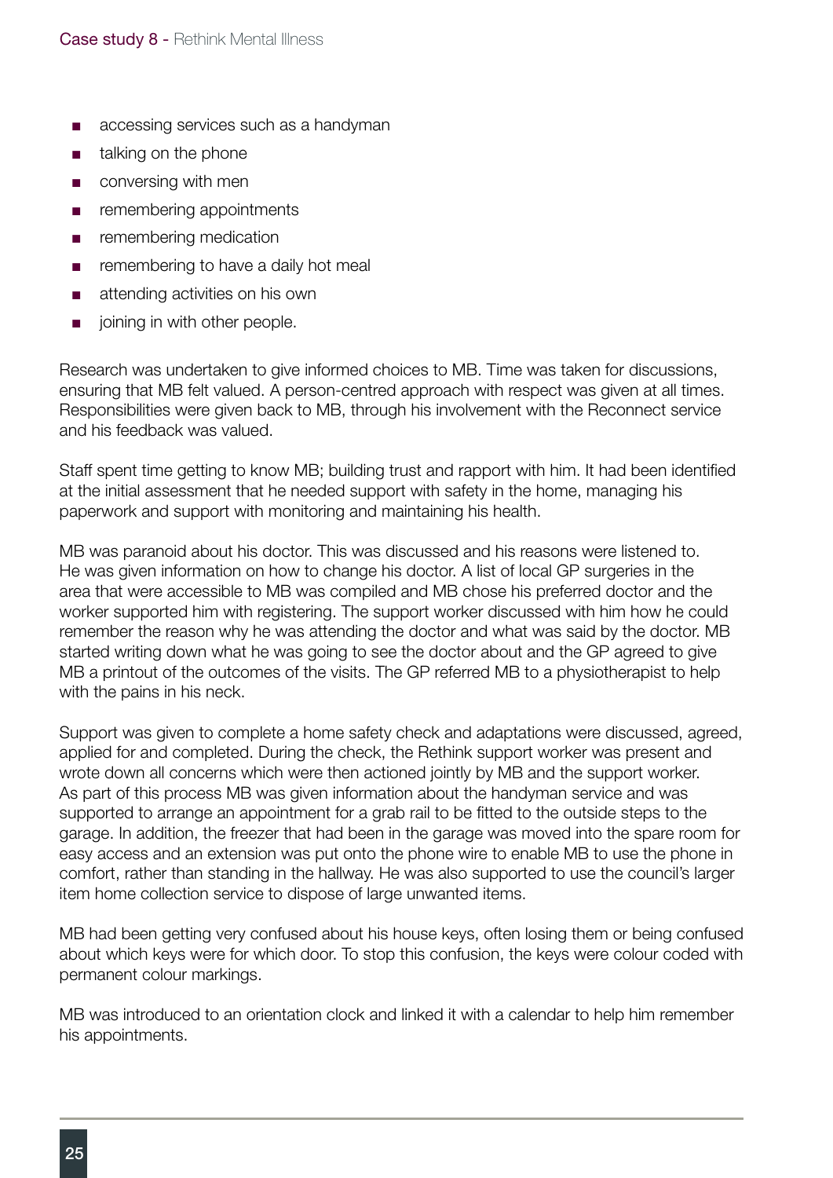- accessing services such as a handyman
- talking on the phone
- conversing with men
- remembering appointments
- remembering medication
- remembering to have a daily hot meal
- attending activities on his own
- joining in with other people.

Research was undertaken to give informed choices to MB. Time was taken for discussions, ensuring that MB felt valued. A person-centred approach with respect was given at all times. Responsibilities were given back to MB, through his involvement with the Reconnect service and his feedback was valued.

Staff spent time getting to know MB; building trust and rapport with him. It had been identified at the initial assessment that he needed support with safety in the home, managing his paperwork and support with monitoring and maintaining his health.

MB was paranoid about his doctor. This was discussed and his reasons were listened to. He was given information on how to change his doctor. A list of local GP surgeries in the area that were accessible to MB was compiled and MB chose his preferred doctor and the worker supported him with registering. The support worker discussed with him how he could remember the reason why he was attending the doctor and what was said by the doctor. MB started writing down what he was going to see the doctor about and the GP agreed to give MB a printout of the outcomes of the visits. The GP referred MB to a physiotherapist to help with the pains in his neck.

Support was given to complete a home safety check and adaptations were discussed, agreed, applied for and completed. During the check, the Rethink support worker was present and wrote down all concerns which were then actioned jointly by MB and the support worker. As part of this process MB was given information about the handyman service and was supported to arrange an appointment for a grab rail to be fitted to the outside steps to the garage. In addition, the freezer that had been in the garage was moved into the spare room for easy access and an extension was put onto the phone wire to enable MB to use the phone in comfort, rather than standing in the hallway. He was also supported to use the council's larger item home collection service to dispose of large unwanted items.

MB had been getting very confused about his house keys, often losing them or being confused about which keys were for which door. To stop this confusion, the keys were colour coded with permanent colour markings.

MB was introduced to an orientation clock and linked it with a calendar to help him remember his appointments.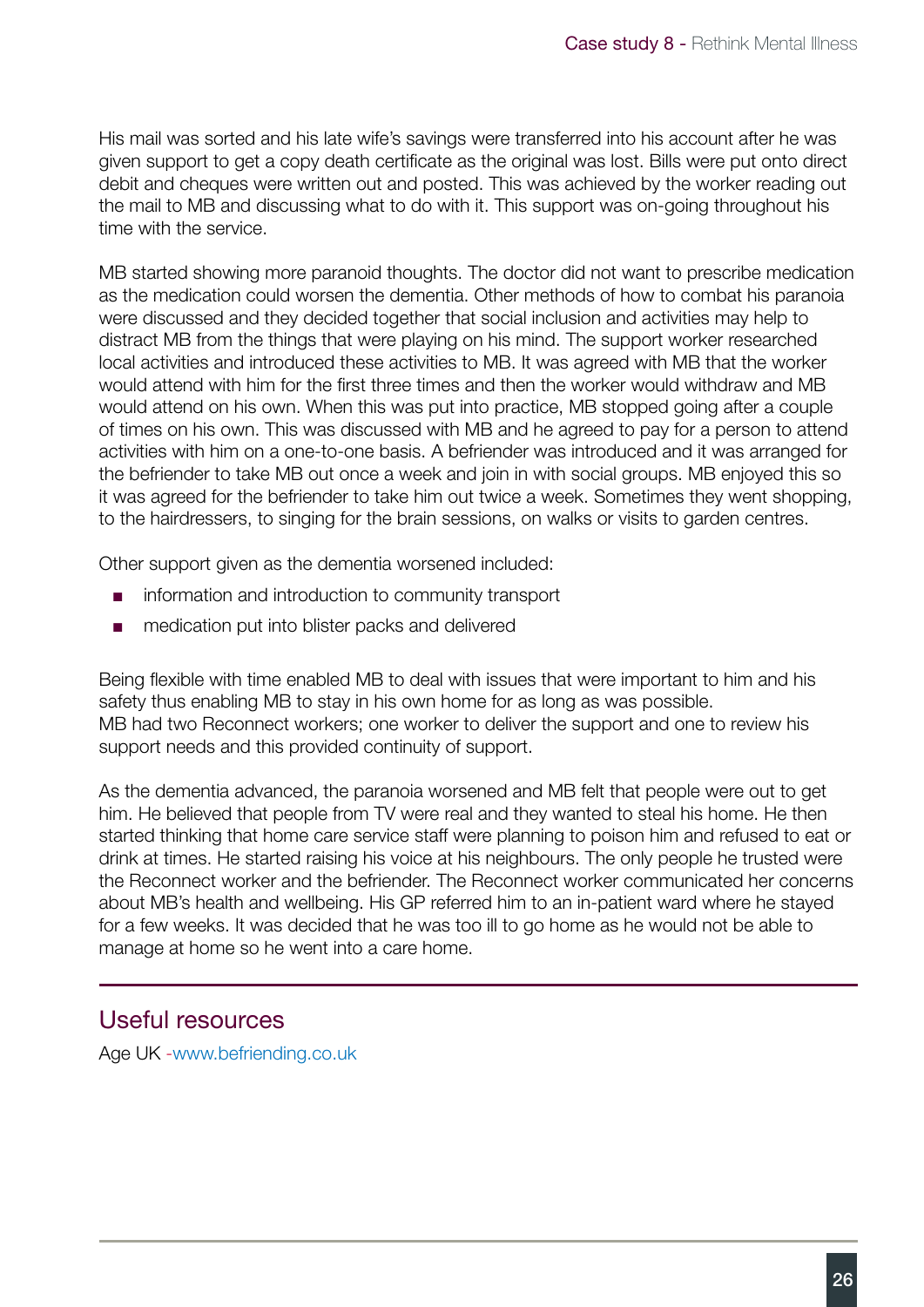His mail was sorted and his late wife's savings were transferred into his account after he was given support to get a copy death certificate as the original was lost. Bills were put onto direct debit and cheques were written out and posted. This was achieved by the worker reading out the mail to MB and discussing what to do with it. This support was on-going throughout his time with the service.

MB started showing more paranoid thoughts. The doctor did not want to prescribe medication as the medication could worsen the dementia. Other methods of how to combat his paranoia were discussed and they decided together that social inclusion and activities may help to distract MB from the things that were playing on his mind. The support worker researched local activities and introduced these activities to MB. It was agreed with MB that the worker would attend with him for the first three times and then the worker would withdraw and MB would attend on his own. When this was put into practice, MB stopped going after a couple of times on his own. This was discussed with MB and he agreed to pay for a person to attend activities with him on a one-to-one basis. A befriender was introduced and it was arranged for the befriender to take MB out once a week and join in with social groups. MB enjoyed this so it was agreed for the befriender to take him out twice a week. Sometimes they went shopping, to the hairdressers, to singing for the brain sessions, on walks or visits to garden centres.

Other support given as the dementia worsened included:

- information and introduction to community transport
- medication put into blister packs and delivered

Being flexible with time enabled MB to deal with issues that were important to him and his safety thus enabling MB to stay in his own home for as long as was possible.
MB had two Reconnect workers; one worker to deliver the support and one to review his support needs and this provided continuity of support.

As the dementia advanced, the paranoia worsened and MB felt that people were out to get him. He believed that people from TV were real and they wanted to steal his home. He then started thinking that home care service staff were planning to poison him and refused to eat or drink at times. He started raising his voice at his neighbours. The only people he trusted were the Reconnect worker and the befriender. The Reconnect worker communicated her concerns about MB's health and wellbeing. His GP referred him to an in-patient ward where he stayed for a few weeks. It was decided that he was too ill to go home as he would not be able to manage at home so he went into a care home.

## Useful resources

Age UK -www.befriending.co.uk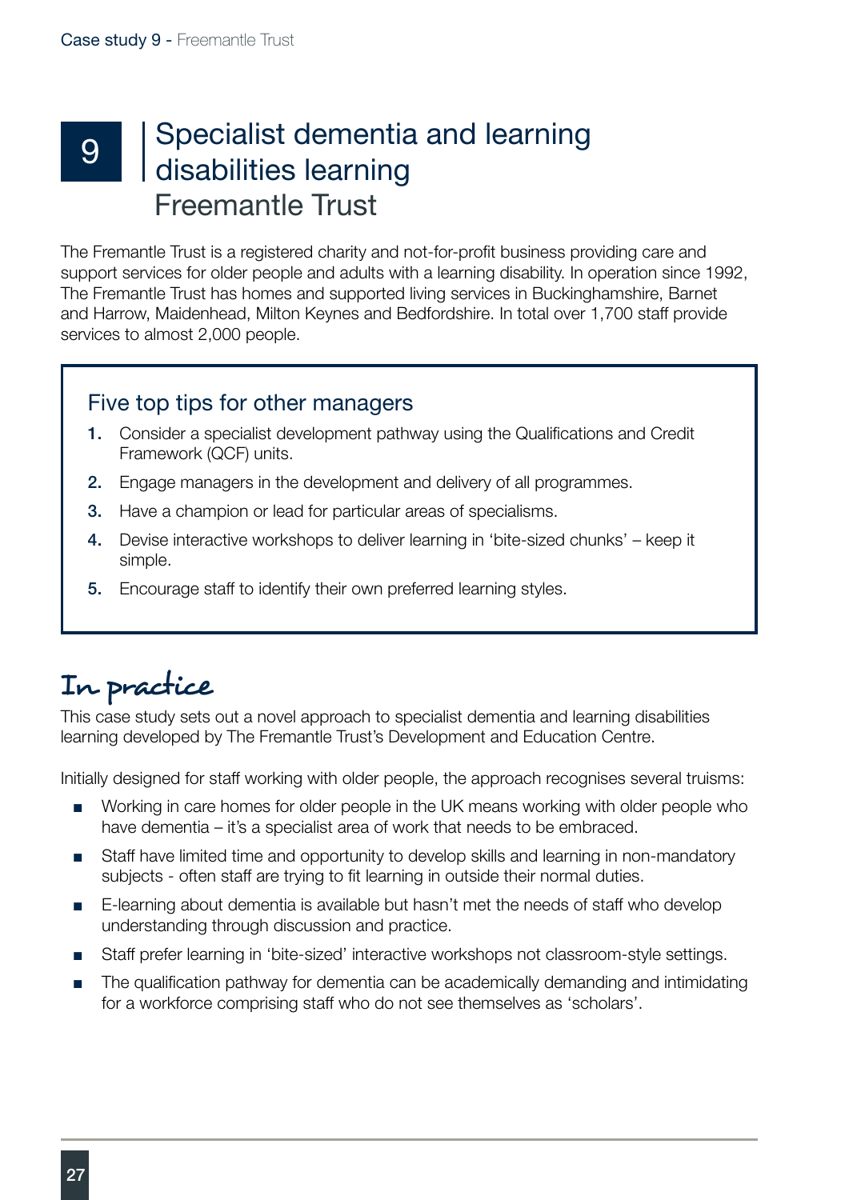# 9 Specialist dementia and learning disabilities learning

## Freemantle Trust

The Fremantle Trust is a registered charity and not-for-profit business providing care and support services for older people and adults with a learning disability. In operation since 1992, The Fremantle Trust has homes and supported living services in Buckinghamshire, Barnet and Harrow, Maidenhead, Milton Keynes and Bedfordshire. In total over 1,700 staff provide services to almost 2,000 people.

### Five top tips for other managers

1. Consider a specialist development pathway using the Qualifications and Credit Framework (QCF) units.
2. Engage managers in the development and delivery of all programmes.
3. Have a champion or lead for particular areas of specialisms.
4. Devise interactive workshops to deliver learning in 'bite-sized chunks' – keep it simple.
5. Encourage staff to identify their own preferred learning styles.

## In practice

This case study sets out a novel approach to specialist dementia and learning disabilities learning developed by The Fremantle Trust's Development and Education Centre.

Initially designed for staff working with older people, the approach recognises several truisms:

- Working in care homes for older people in the UK means working with older people who have dementia – it's a specialist area of work that needs to be embraced.
- Staff have limited time and opportunity to develop skills and learning in non-mandatory subjects - often staff are trying to fit learning in outside their normal duties.
- E-learning about dementia is available but hasn't met the needs of staff who develop understanding through discussion and practice.
- Staff prefer learning in 'bite-sized' interactive workshops not classroom-style settings.
- The qualification pathway for dementia can be academically demanding and intimidating for a workforce comprising staff who do not see themselves as 'scholars'.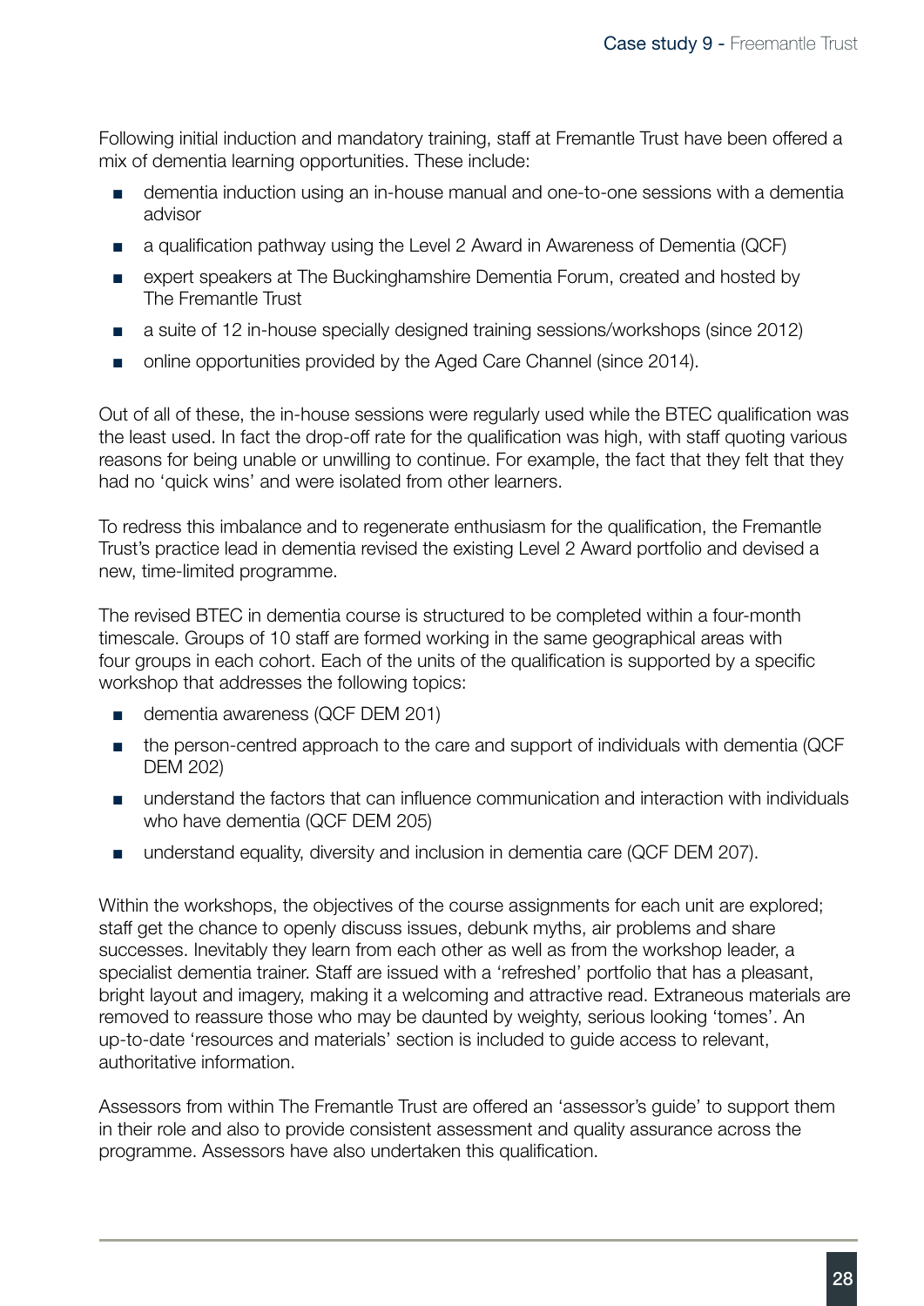Following initial induction and mandatory training, staff at Fremantle Trust have been offered a mix of dementia learning opportunities. These include:

- dementia induction using an in-house manual and one-to-one sessions with a dementia advisor
- a qualification pathway using the Level 2 Award in Awareness of Dementia (QCF)
- expert speakers at The Buckinghamshire Dementia Forum, created and hosted by The Fremantle Trust
- a suite of 12 in-house specially designed training sessions/workshops (since 2012)
- online opportunities provided by the Aged Care Channel (since 2014).

Out of all of these, the in-house sessions were regularly used while the BTEC qualification was the least used. In fact the drop-off rate for the qualification was high, with staff quoting various reasons for being unable or unwilling to continue. For example, the fact that they felt that they had no 'quick wins' and were isolated from other learners.

To redress this imbalance and to regenerate enthusiasm for the qualification, the Fremantle Trust's practice lead in dementia revised the existing Level 2 Award portfolio and devised a new, time-limited programme.

The revised BTEC in dementia course is structured to be completed within a four-month timescale. Groups of 10 staff are formed working in the same geographical areas with four groups in each cohort. Each of the units of the qualification is supported by a specific workshop that addresses the following topics:

- dementia awareness (QCF DEM 201)
- the person-centred approach to the care and support of individuals with dementia (QCF DEM 202)
- understand the factors that can influence communication and interaction with individuals who have dementia (QCF DEM 205)
- understand equality, diversity and inclusion in dementia care (QCF DEM 207).

Within the workshops, the objectives of the course assignments for each unit are explored; staff get the chance to openly discuss issues, debunk myths, air problems and share successes. Inevitably they learn from each other as well as from the workshop leader, a specialist dementia trainer. Staff are issued with a 'refreshed' portfolio that has a pleasant, bright layout and imagery, making it a welcoming and attractive read. Extraneous materials are removed to reassure those who may be daunted by weighty, serious looking 'tomes'. An up-to-date 'resources and materials' section is included to guide access to relevant, authoritative information.

Assessors from within The Fremantle Trust are offered an 'assessor's guide' to support them in their role and also to provide consistent assessment and quality assurance across the programme. Assessors have also undertaken this qualification.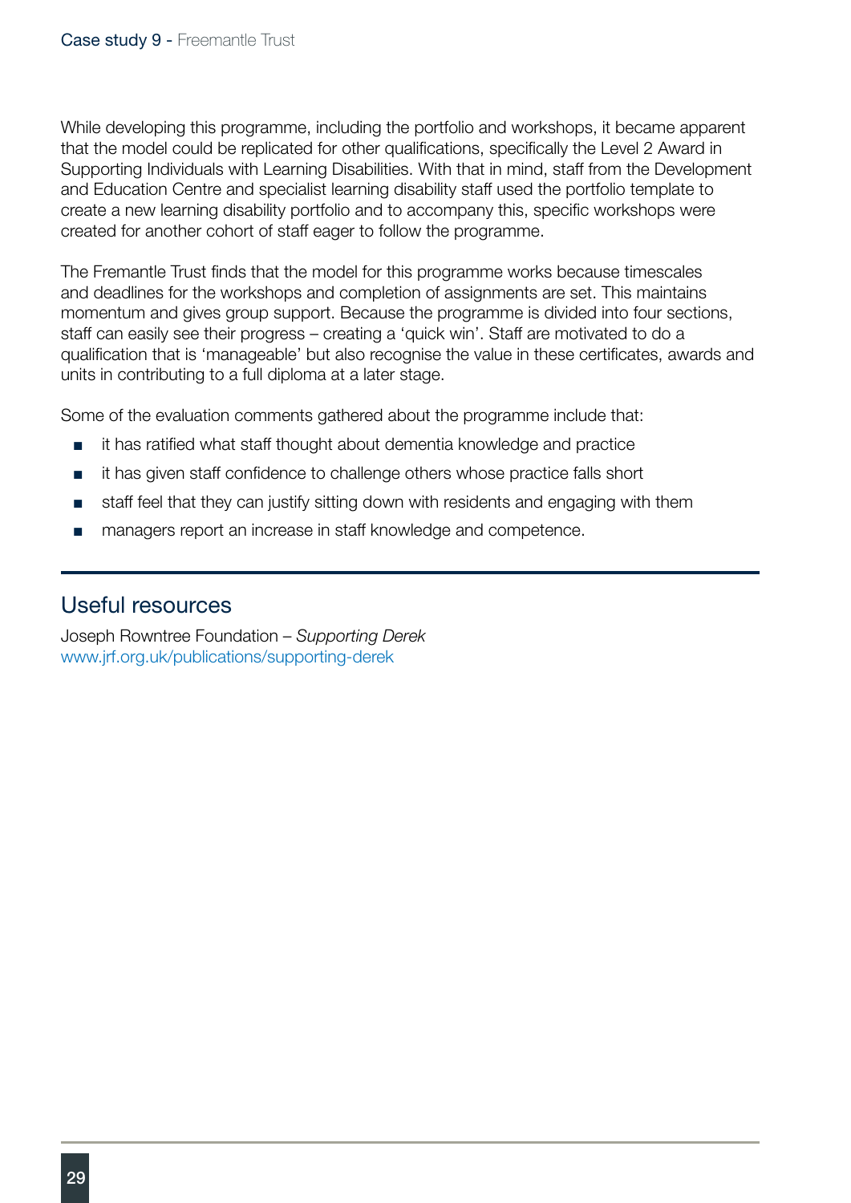While developing this programme, including the portfolio and workshops, it became apparent that the model could be replicated for other qualifications, specifically the Level 2 Award in Supporting Individuals with Learning Disabilities. With that in mind, staff from the Development and Education Centre and specialist learning disability staff used the portfolio template to create a new learning disability portfolio and to accompany this, specific workshops were created for another cohort of staff eager to follow the programme.

The Fremantle Trust finds that the model for this programme works because timescales and deadlines for the workshops and completion of assignments are set. This maintains momentum and gives group support. Because the programme is divided into four sections, staff can easily see their progress – creating a 'quick win'. Staff are motivated to do a qualification that is 'manageable' but also recognise the value in these certificates, awards and units in contributing to a full diploma at a later stage.

Some of the evaluation comments gathered about the programme include that:

- it has ratified what staff thought about dementia knowledge and practice
- it has given staff confidence to challenge others whose practice falls short
- staff feel that they can justify sitting down with residents and engaging with them
- managers report an increase in staff knowledge and competence.

## Useful resources

Joseph Rowntree Foundation – *Supporting Derek*
www.jrf.org.uk/publications/supporting-derek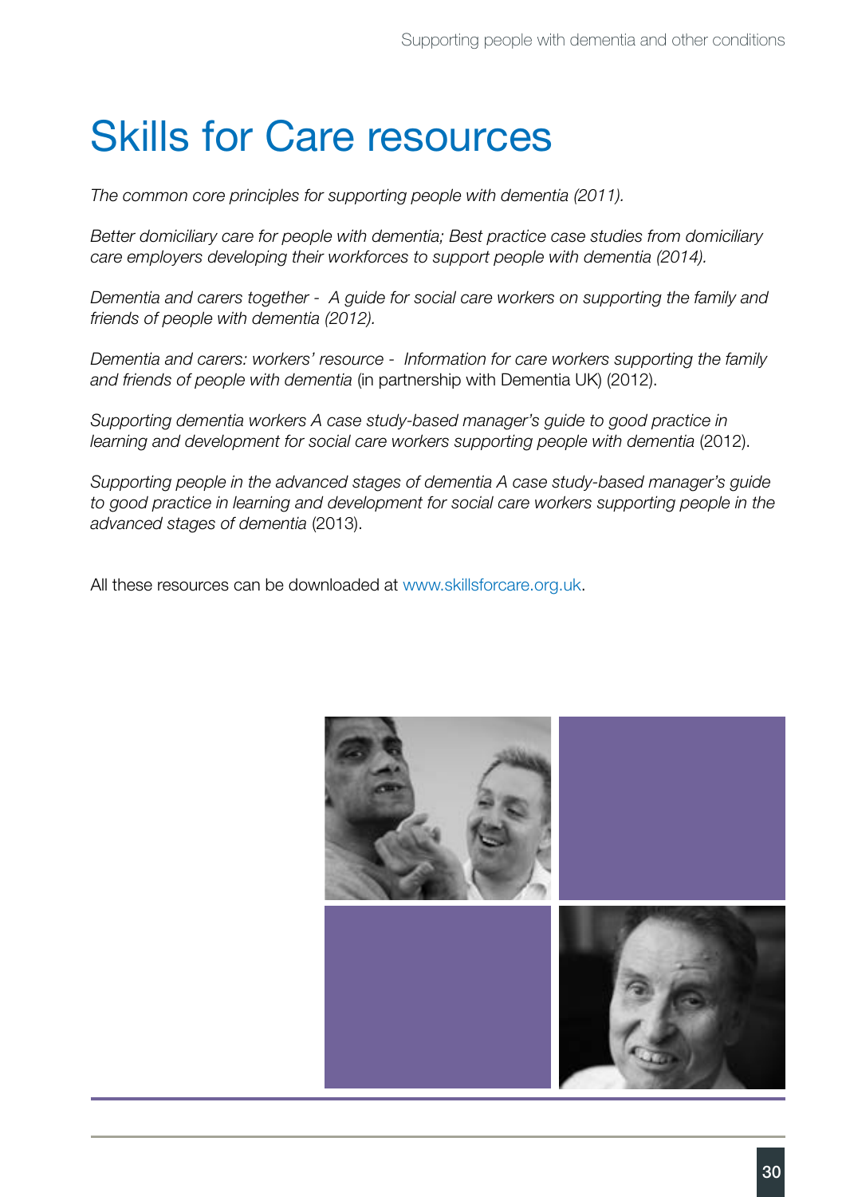# Skills for Care resources

*The common core principles for supporting people with dementia (2011).*

*Better domiciliary care for people with dementia; Best practice case studies from domiciliary care employers developing their workforces to support people with dementia (2014).*

*Dementia and carers together - A guide for social care workers on supporting the family and friends of people with dementia (2012).*

*Dementia and carers: workers' resource - Information for care workers supporting the family and friends of people with dementia* (in partnership with Dementia UK) (2012).

*Supporting dementia workers A case study-based manager's guide to good practice in learning and development for social care workers supporting people with dementia* (2012).

*Supporting people in the advanced stages of dementia A case study-based manager's guide to good practice in learning and development for social care workers supporting people in the advanced stages of dementia* (2013).

All these resources can be downloaded at www.skillsforcare.org.uk.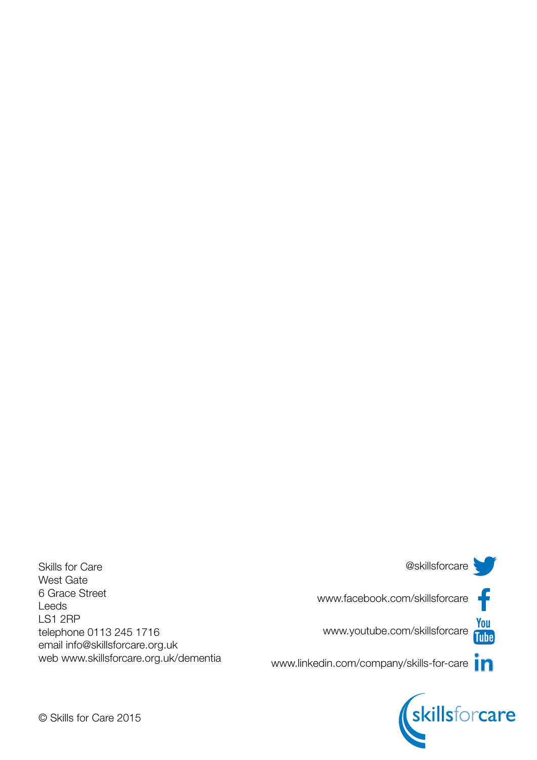Skills for Care
West Gate
6 Grace Street
Leeds
LS1 2RP
telephone 0113 245 1716
email info@skillsforcare.org.uk
web www.skillsforcare.org.uk/dementia

@skillsforcare

www.facebook.com/skillsforcare

www.youtube.com/skillsforcare

www.linkedin.com/company/skills-for-care

© Skills for Care 2015